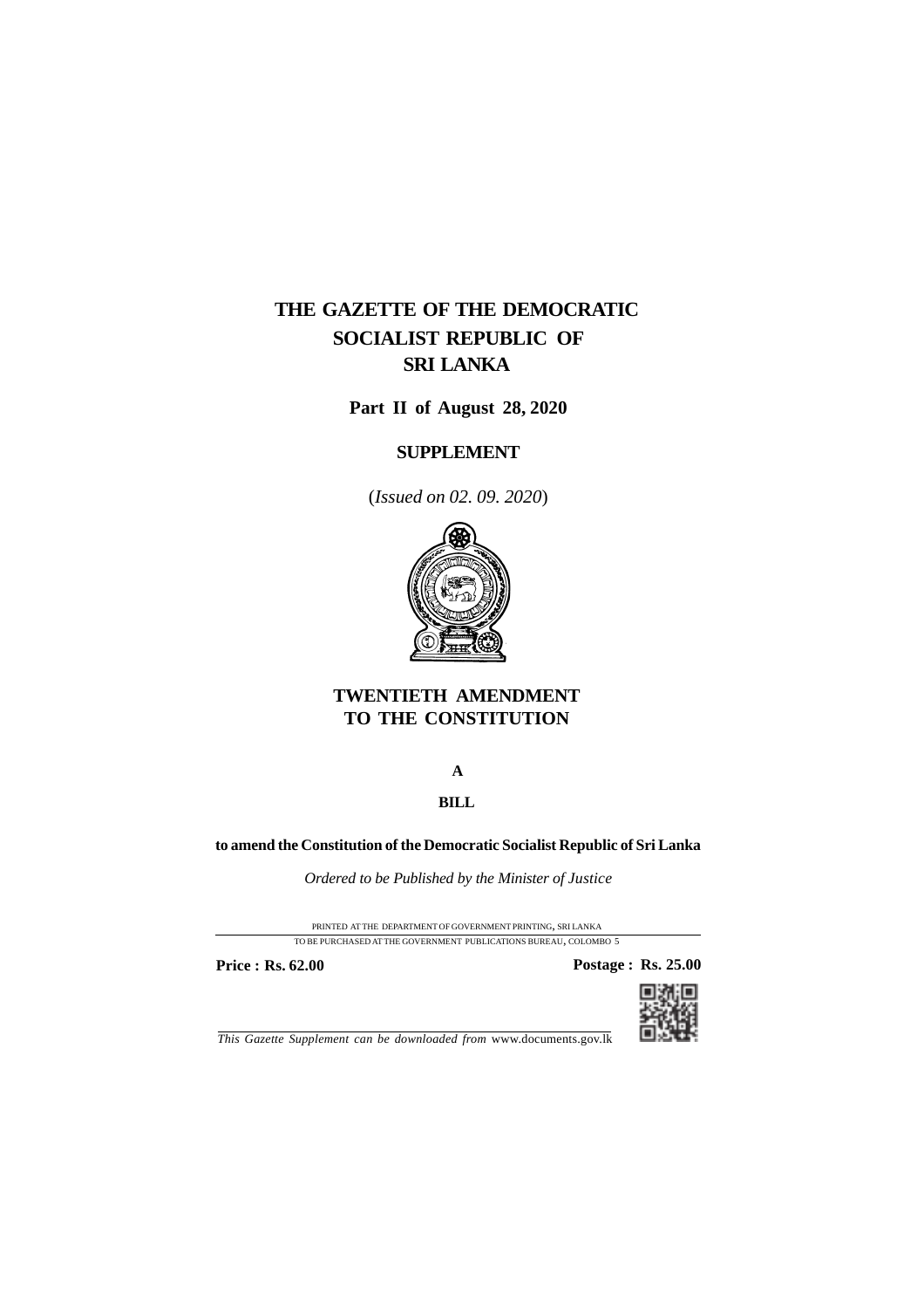# THE GAZETTE OF THE DEMOCRATIC SOCIALIST REPUBLIC OF SRI LANKA

**Part II of August 28, 2020**

**SUPPLEMENT**

(*Issued on 02. 09. 2020*)

## TWENTIETH AMENDMENT TO THE CONSTITUTION

**A**

**BILL**

**to amend the Constitution of the Democratic Socialist Republic of Sri Lanka**

*Ordered to be Published by the Minister of Justice*

PRINTED AT THE DEPARTMENT OF GOVERNMENT PRINTING, SRI LANKA

TO BE PURCHASED AT THE GOVERNMENT PUBLICATIONS BUREAU, COLOMBO 5

**Price : Rs. 62.00** **Postage : Rs. 25.00**

*This Gazette Supplement can be downloaded from* www.documents.gov.lk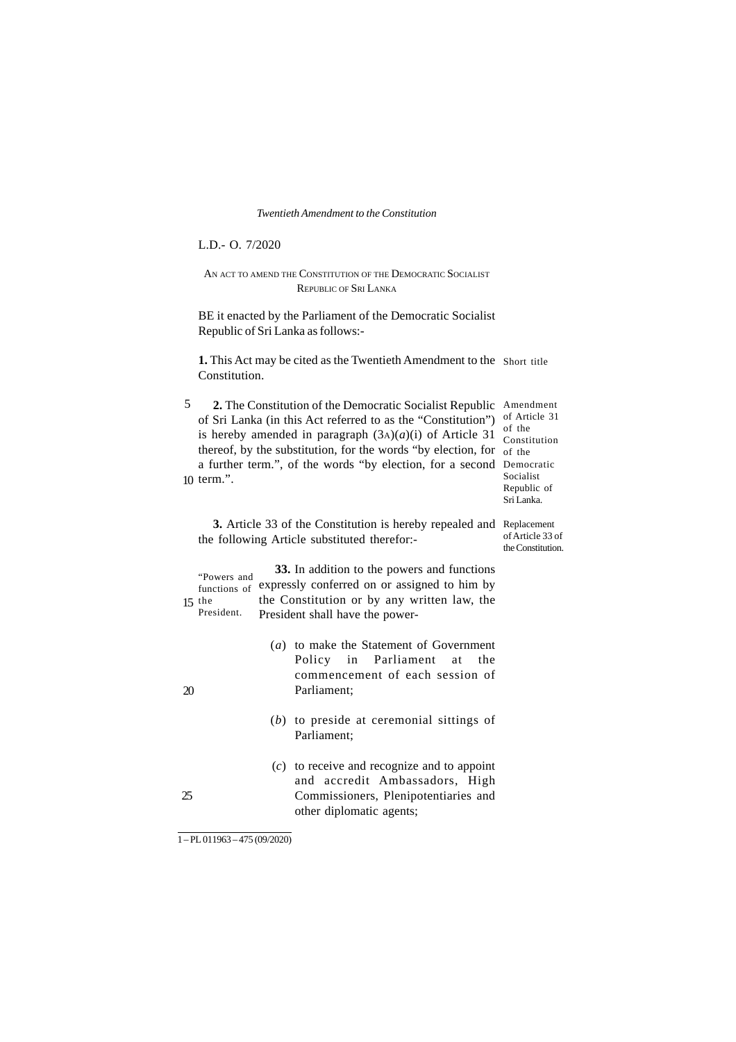L.D.- O. 7/2020

AN ACT TO AMEND THE CONSTITUTION OF THE DEMOCRATIC SOCIALIST REPUBLIC OF SRI LANKA

BE it enacted by the Parliament of the Democratic Socialist Republic of Sri Lanka as follows:-

Short title

**1.** This Act may be cited as the Twentieth Amendment to the Constitution.

Amendment of Article 31 of the Constitution of the Democratic Socialist Republic of Sri Lanka.

**2.** The Constitution of the Democratic Socialist Republic of Sri Lanka (in this Act referred to as the "Constitution") is hereby amended in paragraph (3A)(*a*)(i) of Article 31 thereof, by the substitution, for the words "by election, for a further term.", of the words "by election, for a second term.".

Replacement of Article 33 of the Constitution.

**3.** Article 33 of the Constitution is hereby repealed and the following Article substituted therefor:-

"Powers and functions of the President.

**33.** In addition to the powers and functions expressly conferred on or assigned to him by the Constitution or by any written law, the President shall have the power-

(*a*) to make the Statement of Government Policy in Parliament at the commencement of each session of Parliament;

(*b*) to preside at ceremonial sittings of Parliament;

(*c*) to receive and recognize and to appoint and accredit Ambassadors, High Commissioners, Plenipotentiaries and other diplomatic agents;

1 – PL 011963 – 475 (09/2020)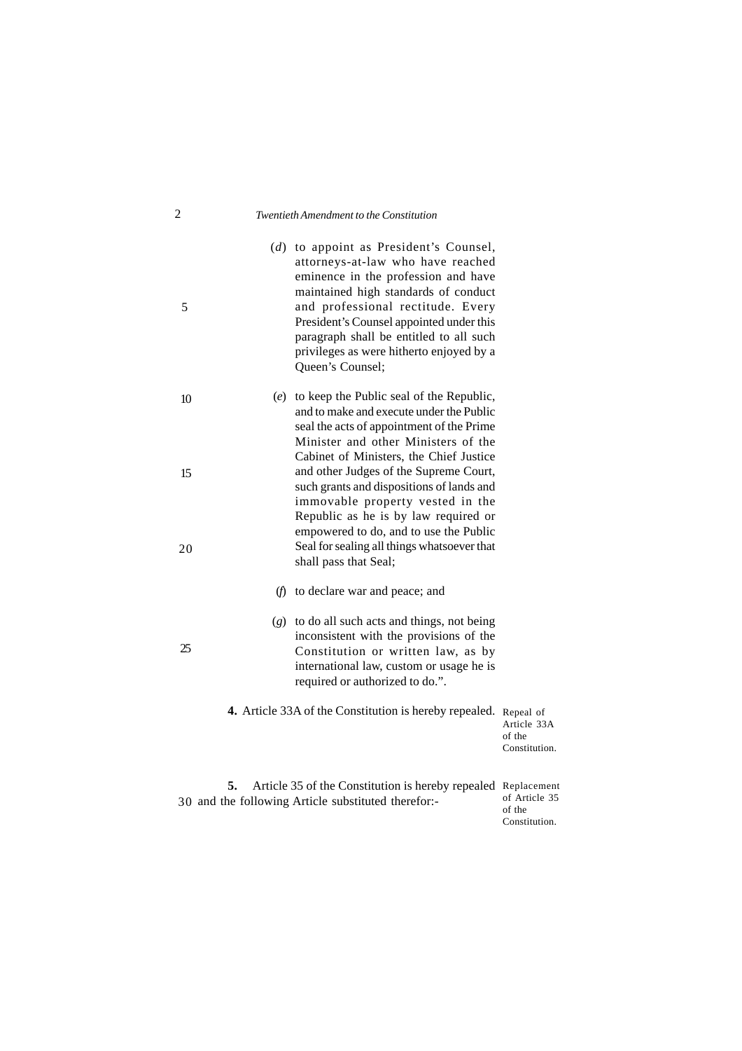(*d*) to appoint as President's Counsel, attorneys-at-law who have reached eminence in the profession and have maintained high standards of conduct and professional rectitude. Every President's Counsel appointed under this paragraph shall be entitled to all such privileges as were hitherto enjoyed by a Queen's Counsel;

(*e*) to keep the Public seal of the Republic, and to make and execute under the Public seal the acts of appointment of the Prime Minister and other Ministers of the Cabinet of Ministers, the Chief Justice and other Judges of the Supreme Court, such grants and dispositions of lands and immovable property vested in the Republic as he is by law required or empowered to do, and to use the Public Seal for sealing all things whatsoever that shall pass that Seal;

(*f*) to declare war and peace; and

(*g*) to do all such acts and things, not being inconsistent with the provisions of the Constitution or written law, as by international law, custom or usage he is required or authorized to do.".

**4.** Article 33A of the Constitution is hereby repealed.

*Repeal of Article 33A of the Constitution.*

**5.** Article 35 of the Constitution is hereby repealed and the following Article substituted therefor:-

*Replacement of Article 35 of the Constitution.*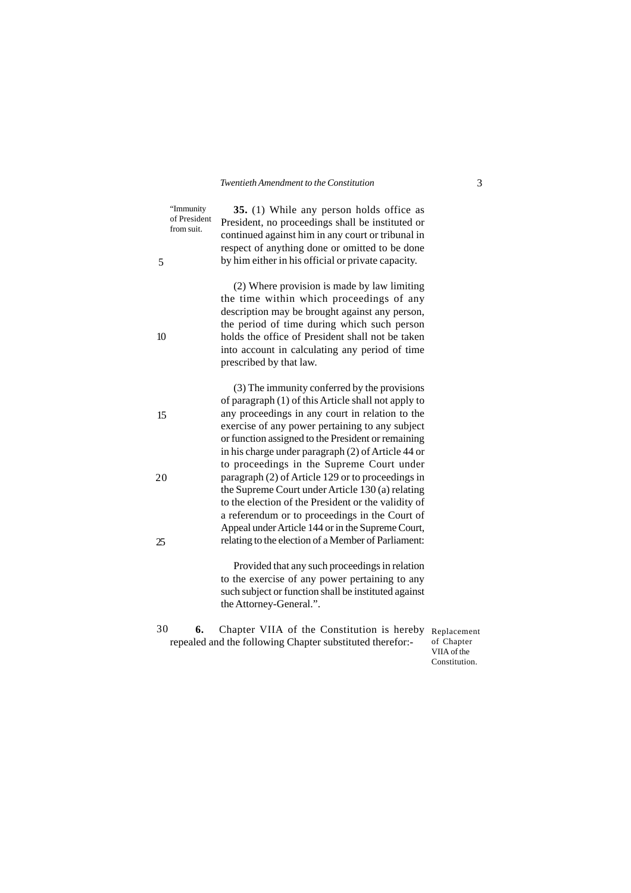"Immunity of President from suit.

**35.** (1) While any person holds office as President, no proceedings shall be instituted or continued against him in any court or tribunal in respect of anything done or omitted to be done by him either in his official or private capacity.

(2) Where provision is made by law limiting the time within which proceedings of any description may be brought against any person, the period of time during which such person holds the office of President shall not be taken into account in calculating any period of time prescribed by that law.

(3) The immunity conferred by the provisions of paragraph (1) of this Article shall not apply to any proceedings in any court in relation to the exercise of any power pertaining to any subject or function assigned to the President or remaining in his charge under paragraph (2) of Article 44 or to proceedings in the Supreme Court under paragraph (2) of Article 129 or to proceedings in the Supreme Court under Article 130 (a) relating to the election of the President or the validity of a referendum or to proceedings in the Court of Appeal under Article 144 or in the Supreme Court, relating to the election of a Member of Parliament:

Provided that any such proceedings in relation to the exercise of any power pertaining to any such subject or function shall be instituted against the Attorney-General.".

Replacement of Chapter VIIA of the Constitution.

**6.** Chapter VIIA of the Constitution is hereby repealed and the following Chapter substituted therefor:-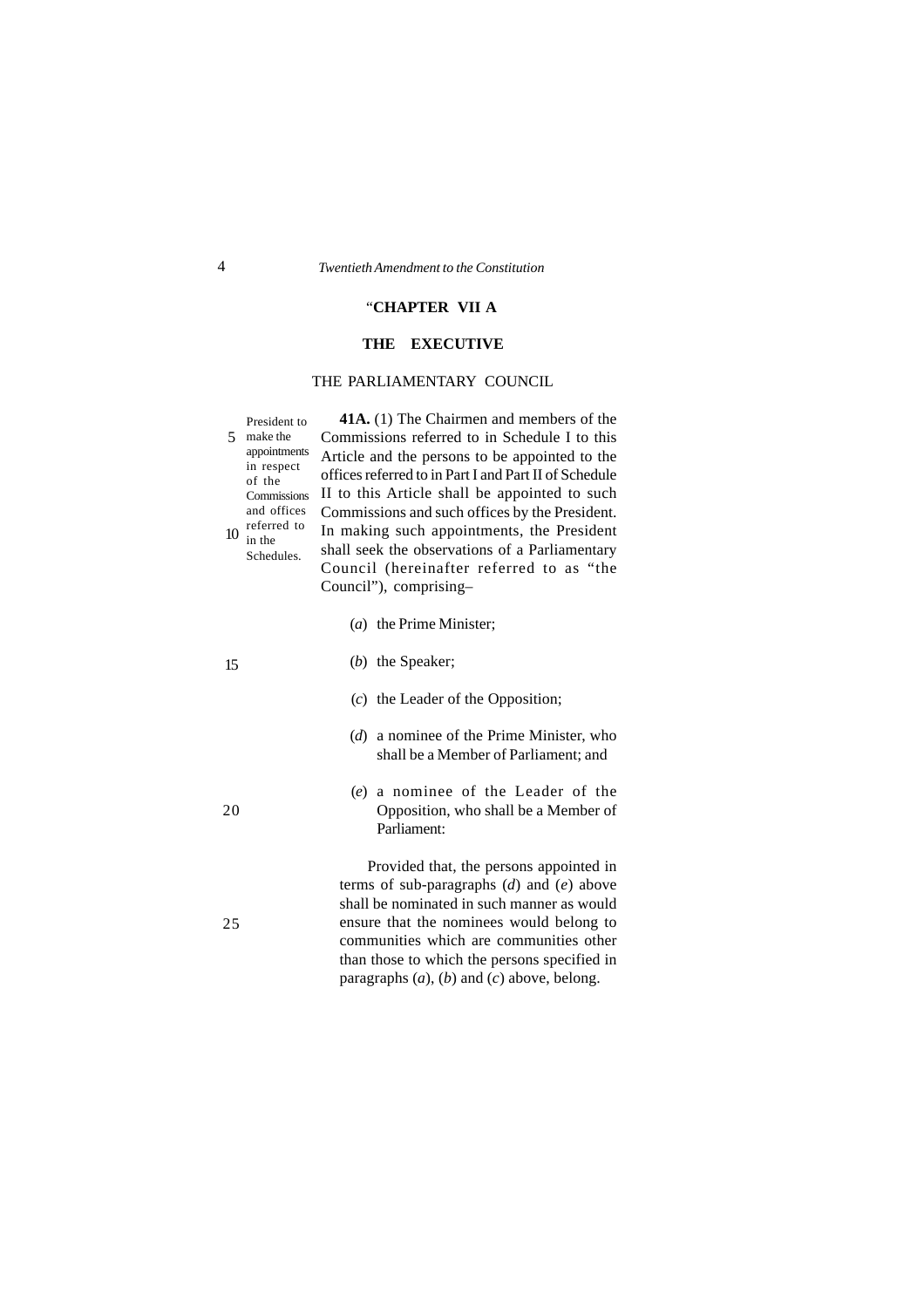"**CHAPTER VII A**

**THE EXECUTIVE**

THE PARLIAMENTARY COUNCIL

President to make the appointments in respect of the Commissions and offices referred to in the Schedules.

**41A.** (1) The Chairmen and members of the Commissions referred to in Schedule I to this Article and the persons to be appointed to the offices referred to in Part I and Part II of Schedule II to this Article shall be appointed to such Commissions and such offices by the President. In making such appointments, the President shall seek the observations of a Parliamentary Council (hereinafter referred to as "the Council"), comprising–

(*a*) the Prime Minister;

(*b*) the Speaker;

(*c*) the Leader of the Opposition;

(*d*) a nominee of the Prime Minister, who shall be a Member of Parliament; and

(*e*) a nominee of the Leader of the Opposition, who shall be a Member of Parliament:

Provided that, the persons appointed in terms of sub-paragraphs (*d*) and (*e*) above shall be nominated in such manner as would ensure that the nominees would belong to communities which are communities other than those to which the persons specified in paragraphs (*a*), (*b*) and (*c*) above, belong.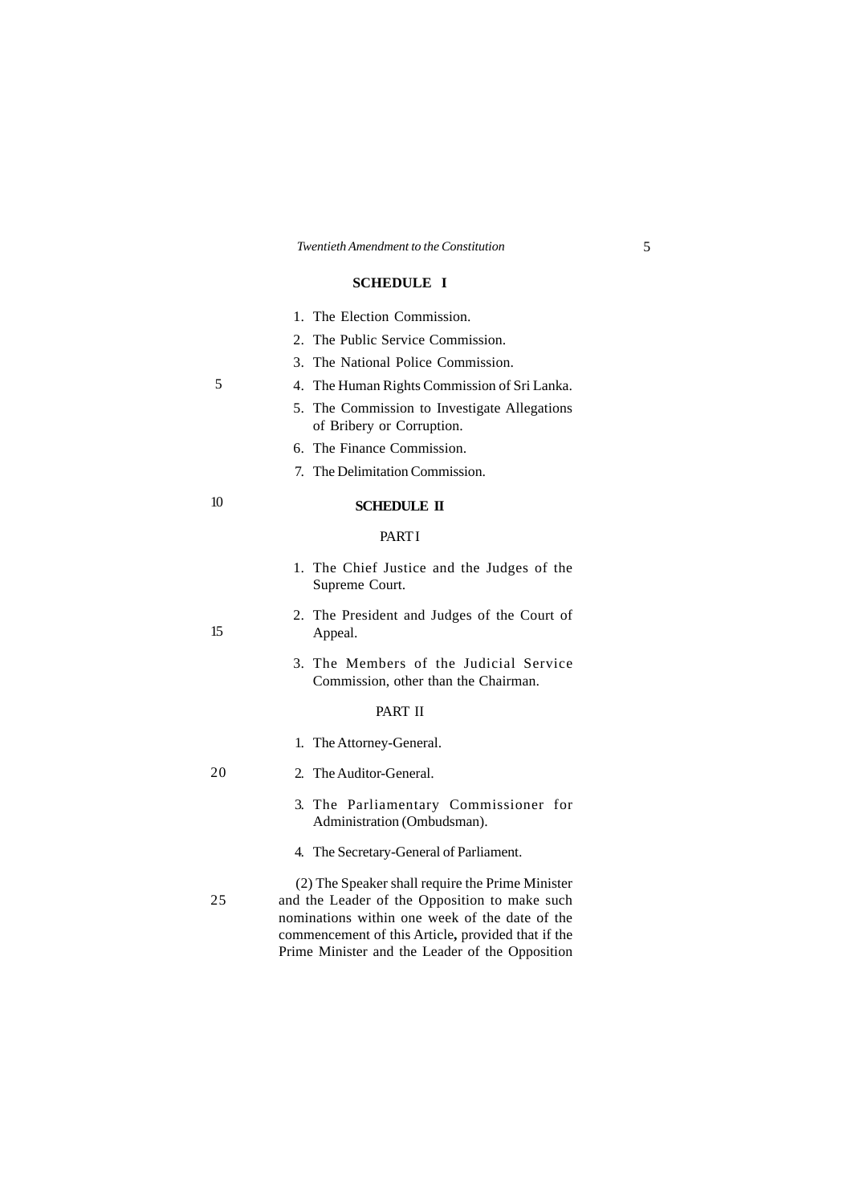## SCHEDULE I

1. The Election Commission.
2. The Public Service Commission.
3. The National Police Commission.
4. The Human Rights Commission of Sri Lanka.
5. The Commission to Investigate Allegations of Bribery or Corruption.
6. The Finance Commission.
7. The Delimitation Commission.

## SCHEDULE II

### PART I

1. The Chief Justice and the Judges of the Supreme Court.
2. The President and Judges of the Court of Appeal.
3. The Members of the Judicial Service Commission, other than the Chairman.

### PART II

1. The Attorney-General.
2. The Auditor-General.
3. The Parliamentary Commissioner for Administration (Ombudsman).
4. The Secretary-General of Parliament.

(2) The Speaker shall require the Prime Minister and the Leader of the Opposition to make such nominations within one week of the date of the commencement of this Article**,** provided that if the Prime Minister and the Leader of the Opposition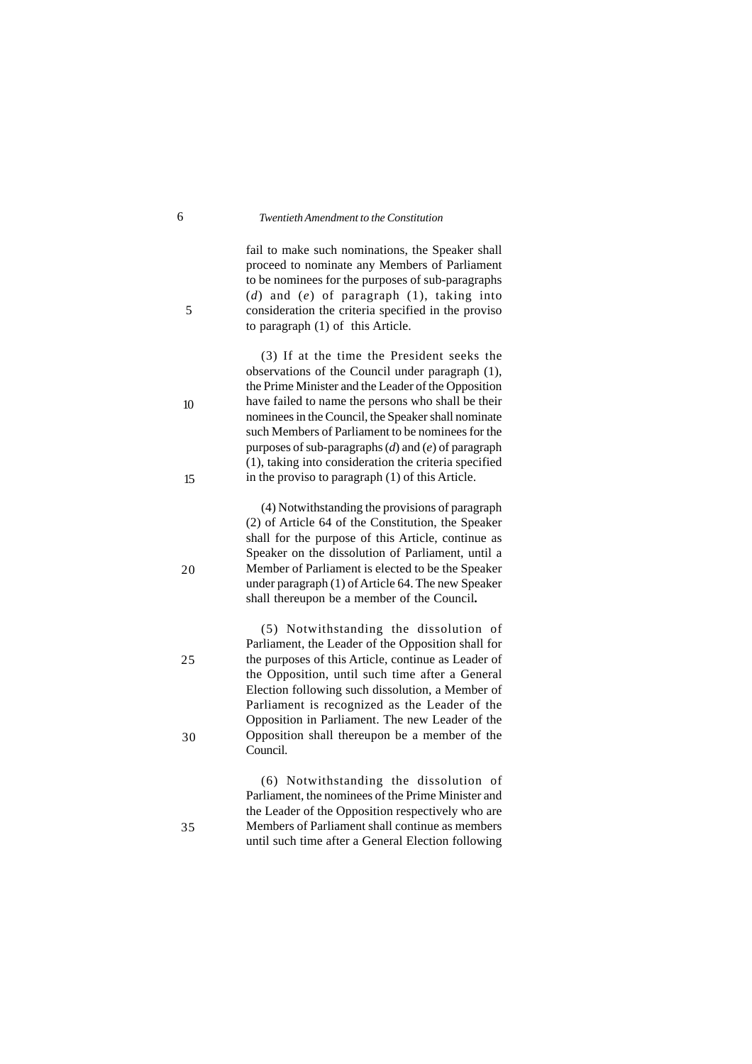fail to make such nominations, the Speaker shall proceed to nominate any Members of Parliament to be nominees for the purposes of sub-paragraphs (*d*) and (*e*) of paragraph (1), taking into consideration the criteria specified in the proviso to paragraph (1) of this Article.

(3) If at the time the President seeks the observations of the Council under paragraph (1), the Prime Minister and the Leader of the Opposition have failed to name the persons who shall be their nominees in the Council, the Speaker shall nominate such Members of Parliament to be nominees for the purposes of sub-paragraphs (*d*) and (*e*) of paragraph (1), taking into consideration the criteria specified in the proviso to paragraph (1) of this Article.

(4) Notwithstanding the provisions of paragraph (2) of Article 64 of the Constitution, the Speaker shall for the purpose of this Article, continue as Speaker on the dissolution of Parliament, until a Member of Parliament is elected to be the Speaker under paragraph (1) of Article 64. The new Speaker shall thereupon be a member of the Council**.**

(5) Notwithstanding the dissolution of Parliament, the Leader of the Opposition shall for the purposes of this Article, continue as Leader of the Opposition, until such time after a General Election following such dissolution, a Member of Parliament is recognized as the Leader of the Opposition in Parliament. The new Leader of the Opposition shall thereupon be a member of the Council.

(6) Notwithstanding the dissolution of Parliament, the nominees of the Prime Minister and the Leader of the Opposition respectively who are Members of Parliament shall continue as members until such time after a General Election following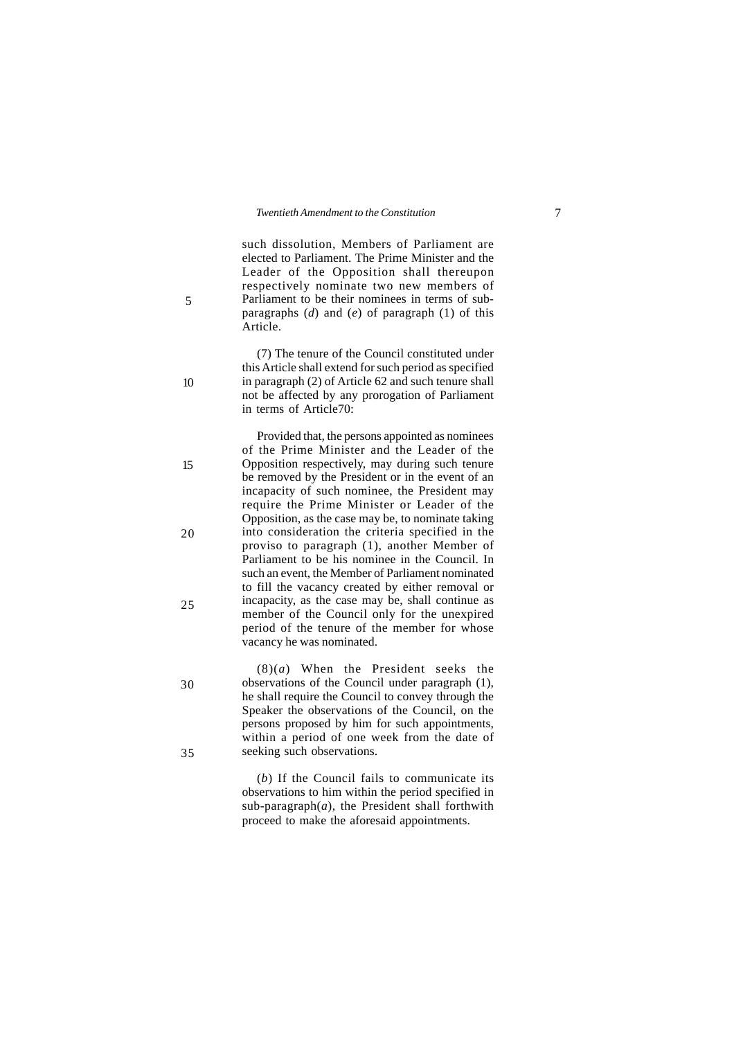such dissolution, Members of Parliament are elected to Parliament. The Prime Minister and the Leader of the Opposition shall thereupon respectively nominate two new members of Parliament to be their nominees in terms of sub-paragraphs (*d*) and (*e*) of paragraph (1) of this Article.

(7) The tenure of the Council constituted under this Article shall extend for such period as specified in paragraph (2) of Article 62 and such tenure shall not be affected by any prorogation of Parliament in terms of Article70:

Provided that, the persons appointed as nominees of the Prime Minister and the Leader of the Opposition respectively, may during such tenure be removed by the President or in the event of an incapacity of such nominee, the President may require the Prime Minister or Leader of the Opposition, as the case may be, to nominate taking into consideration the criteria specified in the proviso to paragraph (1), another Member of Parliament to be his nominee in the Council. In such an event, the Member of Parliament nominated to fill the vacancy created by either removal or incapacity, as the case may be, shall continue as member of the Council only for the unexpired period of the tenure of the member for whose vacancy he was nominated.

(8)(*a*) When the President seeks the observations of the Council under paragraph (1), he shall require the Council to convey through the Speaker the observations of the Council, on the persons proposed by him for such appointments, within a period of one week from the date of seeking such observations.

(*b*) If the Council fails to communicate its observations to him within the period specified in sub-paragraph(*a*), the President shall forthwith proceed to make the aforesaid appointments.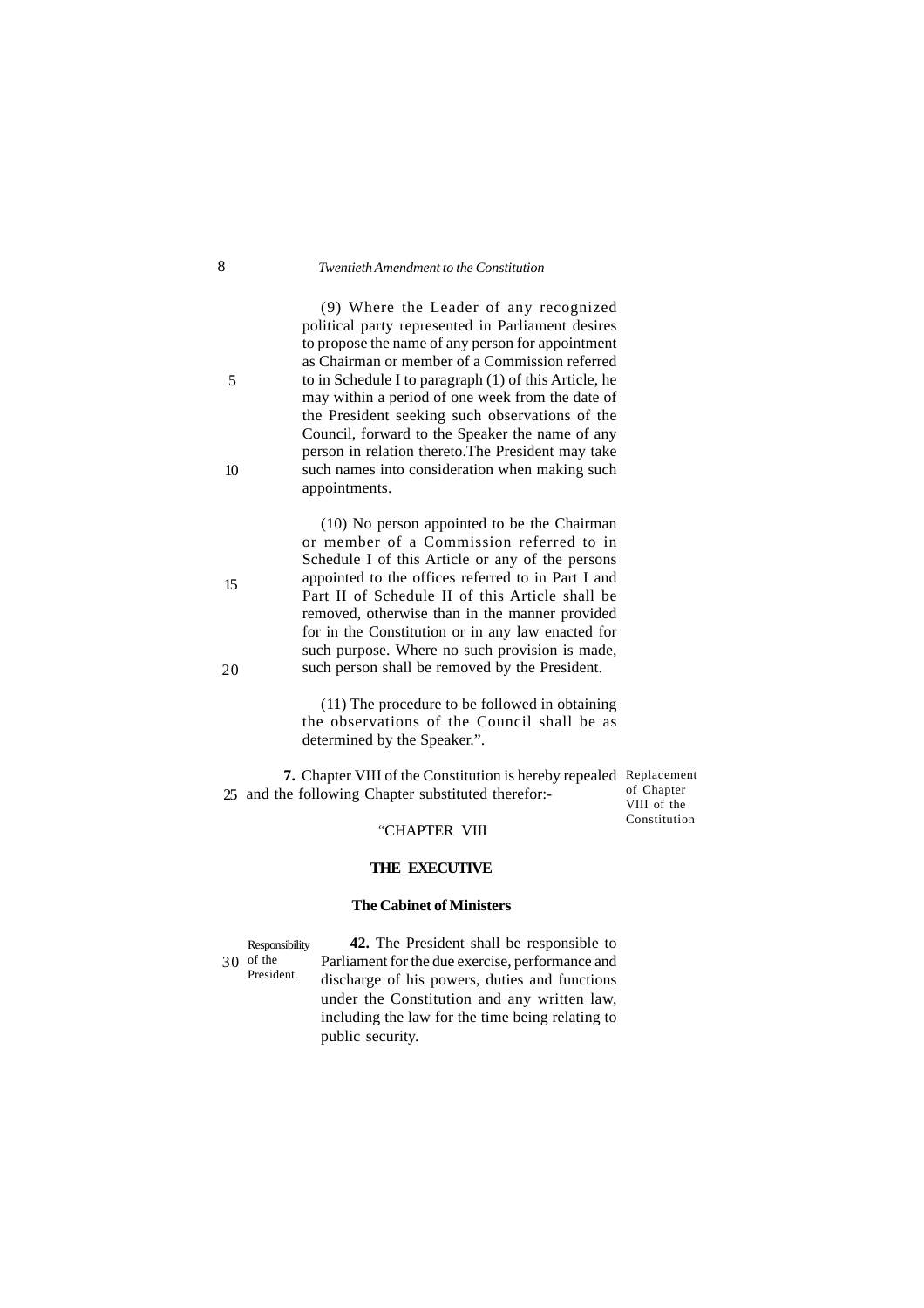(9) Where the Leader of any recognized political party represented in Parliament desires to propose the name of any person for appointment as Chairman or member of a Commission referred to in Schedule I to paragraph (1) of this Article, he may within a period of one week from the date of the President seeking such observations of the Council, forward to the Speaker the name of any person in relation thereto.The President may take such names into consideration when making such appointments.

(10) No person appointed to be the Chairman or member of a Commission referred to in Schedule I of this Article or any of the persons appointed to the offices referred to in Part I and Part II of Schedule II of this Article shall be removed, otherwise than in the manner provided for in the Constitution or in any law enacted for such purpose. Where no such provision is made, such person shall be removed by the President.

(11) The procedure to be followed in obtaining the observations of the Council shall be as determined by the Speaker.".

Replacement of Chapter VIII of the Constitution

**7.** Chapter VIII of the Constitution is hereby repealed and the following Chapter substituted therefor:-

"CHAPTER VIII

**THE EXECUTIVE**

**The Cabinet of Ministers**

Responsibility of the President.

**42.** The President shall be responsible to Parliament for the due exercise, performance and discharge of his powers, duties and functions under the Constitution and any written law, including the law for the time being relating to public security.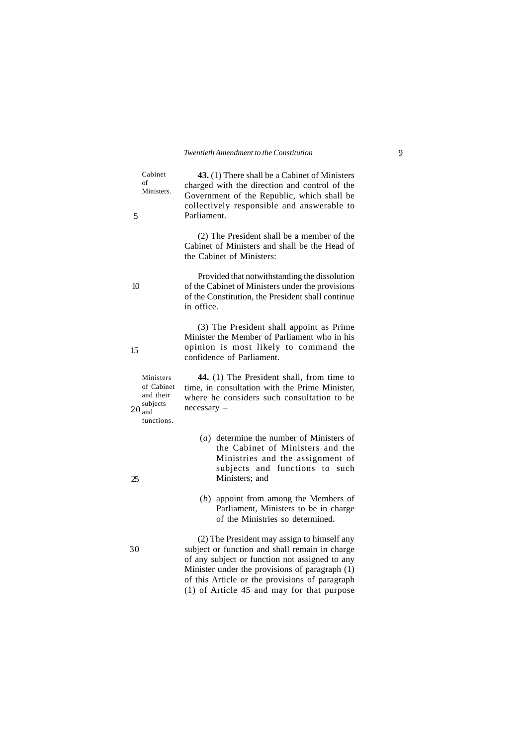Cabinet of Ministers.

**43.** (1) There shall be a Cabinet of Ministers charged with the direction and control of the Government of the Republic, which shall be collectively responsible and answerable to Parliament.

(2) The President shall be a member of the Cabinet of Ministers and shall be the Head of the Cabinet of Ministers:

Provided that notwithstanding the dissolution of the Cabinet of Ministers under the provisions of the Constitution, the President shall continue in office.

(3) The President shall appoint as Prime Minister the Member of Parliament who in his opinion is most likely to command the confidence of Parliament.

Ministers of Cabinet and their subjects and functions.

**44.** (1) The President shall, from time to time, in consultation with the Prime Minister, where he considers such consultation to be necessary –

(*a*) determine the number of Ministers of the Cabinet of Ministers and the Ministries and the assignment of subjects and functions to such Ministers; and

(*b*) appoint from among the Members of Parliament, Ministers to be in charge of the Ministries so determined.

(2) The President may assign to himself any subject or function and shall remain in charge of any subject or function not assigned to any Minister under the provisions of paragraph (1) of this Article or the provisions of paragraph (1) of Article 45 and may for that purpose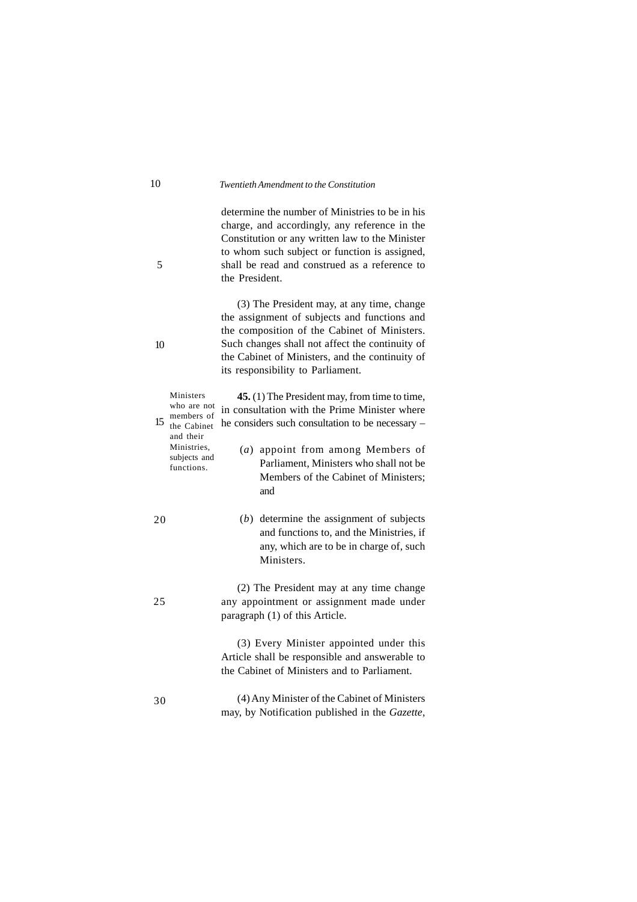determine the number of Ministries to be in his charge, and accordingly, any reference in the Constitution or any written law to the Minister to whom such subject or function is assigned, shall be read and construed as a reference to the President.

(3) The President may, at any time, change the assignment of subjects and functions and the composition of the Cabinet of Ministers. Such changes shall not affect the continuity of the Cabinet of Ministers, and the continuity of its responsibility to Parliament.

Ministers who are not members of the Cabinet and their Ministries, subjects and functions.

**45.** (1) The President may, from time to time, in consultation with the Prime Minister where he considers such consultation to be necessary –

(*a*) appoint from among Members of Parliament, Ministers who shall not be Members of the Cabinet of Ministers; and

(*b*) determine the assignment of subjects and functions to, and the Ministries, if any, which are to be in charge of, such Ministers.

(2) The President may at any time change any appointment or assignment made under paragraph (1) of this Article.

(3) Every Minister appointed under this Article shall be responsible and answerable to the Cabinet of Ministers and to Parliament.

(4) Any Minister of the Cabinet of Ministers may, by Notification published in the *Gazette*,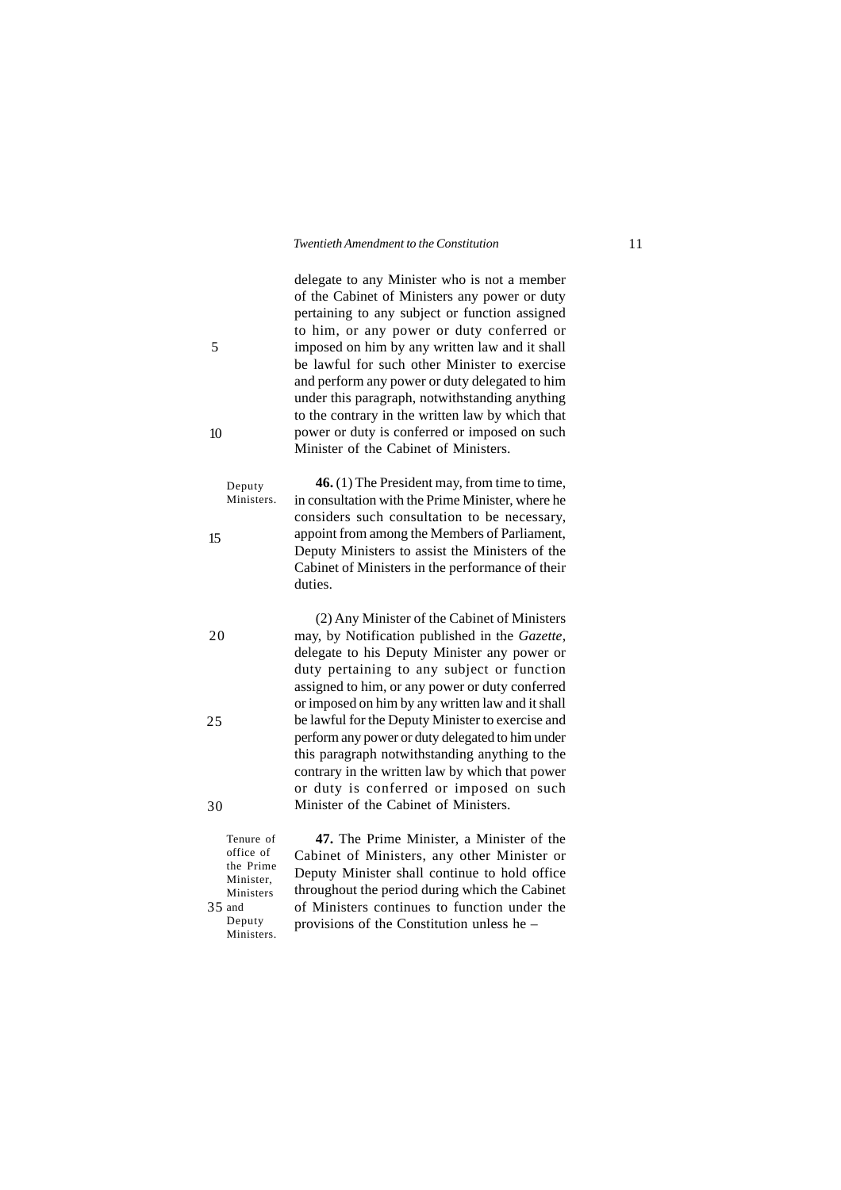delegate to any Minister who is not a member of the Cabinet of Ministers any power or duty pertaining to any subject or function assigned to him, or any power or duty conferred or imposed on him by any written law and it shall be lawful for such other Minister to exercise and perform any power or duty delegated to him under this paragraph, notwithstanding anything to the contrary in the written law by which that power or duty is conferred or imposed on such Minister of the Cabinet of Ministers.

Deputy Ministers.

**46.** (1) The President may, from time to time, in consultation with the Prime Minister, where he considers such consultation to be necessary, appoint from among the Members of Parliament, Deputy Ministers to assist the Ministers of the Cabinet of Ministers in the performance of their duties.

(2) Any Minister of the Cabinet of Ministers may, by Notification published in the *Gazette*, delegate to his Deputy Minister any power or duty pertaining to any subject or function assigned to him, or any power or duty conferred or imposed on him by any written law and it shall be lawful for the Deputy Minister to exercise and perform any power or duty delegated to him under this paragraph notwithstanding anything to the contrary in the written law by which that power or duty is conferred or imposed on such Minister of the Cabinet of Ministers.

Tenure of office of the Prime Minister, Ministers and Deputy Ministers.

**47.** The Prime Minister, a Minister of the Cabinet of Ministers, any other Minister or Deputy Minister shall continue to hold office throughout the period during which the Cabinet of Ministers continues to function under the provisions of the Constitution unless he –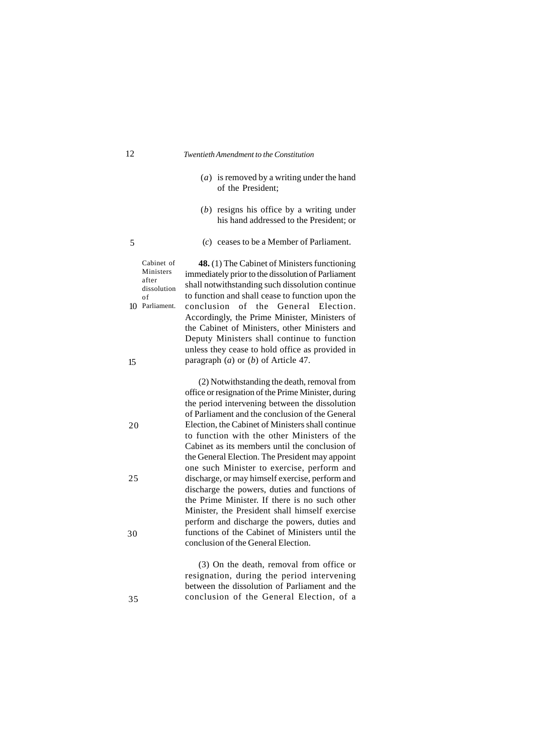(*a*) is removed by a writing under the hand of the President;

(*b*) resigns his office by a writing under his hand addressed to the President; or

(*c*) ceases to be a Member of Parliament.

Cabinet of Ministers after dissolution of Parliament.

**48.** (1) The Cabinet of Ministers functioning immediately prior to the dissolution of Parliament shall notwithstanding such dissolution continue to function and shall cease to function upon the conclusion of the General Election. Accordingly, the Prime Minister, Ministers of the Cabinet of Ministers, other Ministers and Deputy Ministers shall continue to function unless they cease to hold office as provided in paragraph (*a*) or (*b*) of Article 47.

(2) Notwithstanding the death, removal from office or resignation of the Prime Minister, during the period intervening between the dissolution of Parliament and the conclusion of the General Election, the Cabinet of Ministers shall continue to function with the other Ministers of the Cabinet as its members until the conclusion of the General Election. The President may appoint one such Minister to exercise, perform and discharge, or may himself exercise, perform and discharge the powers, duties and functions of the Prime Minister. If there is no such other Minister, the President shall himself exercise perform and discharge the powers, duties and functions of the Cabinet of Ministers until the conclusion of the General Election.

(3) On the death, removal from office or resignation, during the period intervening between the dissolution of Parliament and the conclusion of the General Election, of a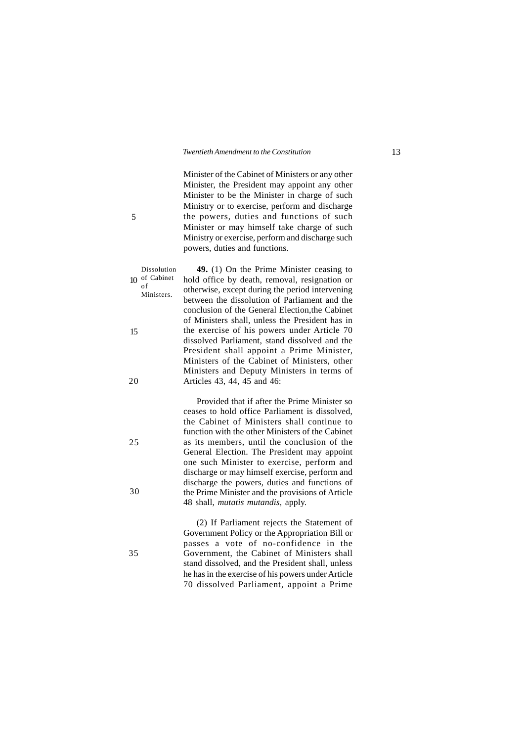Minister of the Cabinet of Ministers or any other Minister, the President may appoint any other Minister to be the Minister in charge of such Ministry or to exercise, perform and discharge the powers, duties and functions of such Minister or may himself take charge of such Ministry or exercise, perform and discharge such powers, duties and functions.

Dissolution of Cabinet of Ministers.

**49.** (1) On the Prime Minister ceasing to hold office by death, removal, resignation or otherwise, except during the period intervening between the dissolution of Parliament and the conclusion of the General Election,the Cabinet of Ministers shall, unless the President has in the exercise of his powers under Article 70 dissolved Parliament, stand dissolved and the President shall appoint a Prime Minister, Ministers of the Cabinet of Ministers, other Ministers and Deputy Ministers in terms of Articles 43, 44, 45 and 46:

Provided that if after the Prime Minister so ceases to hold office Parliament is dissolved, the Cabinet of Ministers shall continue to function with the other Ministers of the Cabinet as its members, until the conclusion of the General Election. The President may appoint one such Minister to exercise, perform and discharge or may himself exercise, perform and discharge the powers, duties and functions of the Prime Minister and the provisions of Article 48 shall, *mutatis mutandis*, apply.

(2) If Parliament rejects the Statement of Government Policy or the Appropriation Bill or passes a vote of no-confidence in the Government, the Cabinet of Ministers shall stand dissolved, and the President shall, unless he has in the exercise of his powers under Article 70 dissolved Parliament, appoint a Prime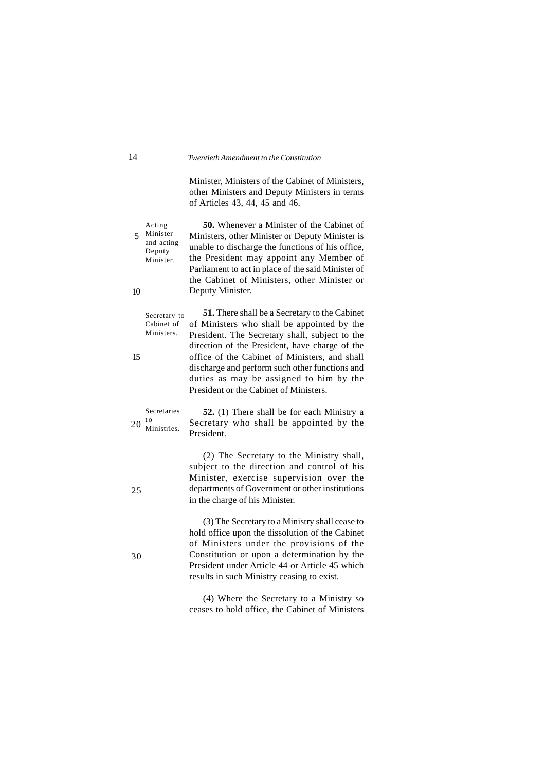Minister, Ministers of the Cabinet of Ministers, other Ministers and Deputy Ministers in terms of Articles 43, 44, 45 and 46.

Acting Minister and acting Deputy Minister.

**50.** Whenever a Minister of the Cabinet of Ministers, other Minister or Deputy Minister is unable to discharge the functions of his office, the President may appoint any Member of Parliament to act in place of the said Minister of the Cabinet of Ministers, other Minister or Deputy Minister.

Secretary to Cabinet of Ministers.

**51.** There shall be a Secretary to the Cabinet of Ministers who shall be appointed by the President. The Secretary shall, subject to the direction of the President, have charge of the office of the Cabinet of Ministers, and shall discharge and perform such other functions and duties as may be assigned to him by the President or the Cabinet of Ministers.

Secretaries to Ministries.

**52.** (1) There shall be for each Ministry a Secretary who shall be appointed by the President.

(2) The Secretary to the Ministry shall, subject to the direction and control of his Minister, exercise supervision over the departments of Government or other institutions in the charge of his Minister.

(3) The Secretary to a Ministry shall cease to hold office upon the dissolution of the Cabinet of Ministers under the provisions of the Constitution or upon a determination by the President under Article 44 or Article 45 which results in such Ministry ceasing to exist.

(4) Where the Secretary to a Ministry so ceases to hold office, the Cabinet of Ministers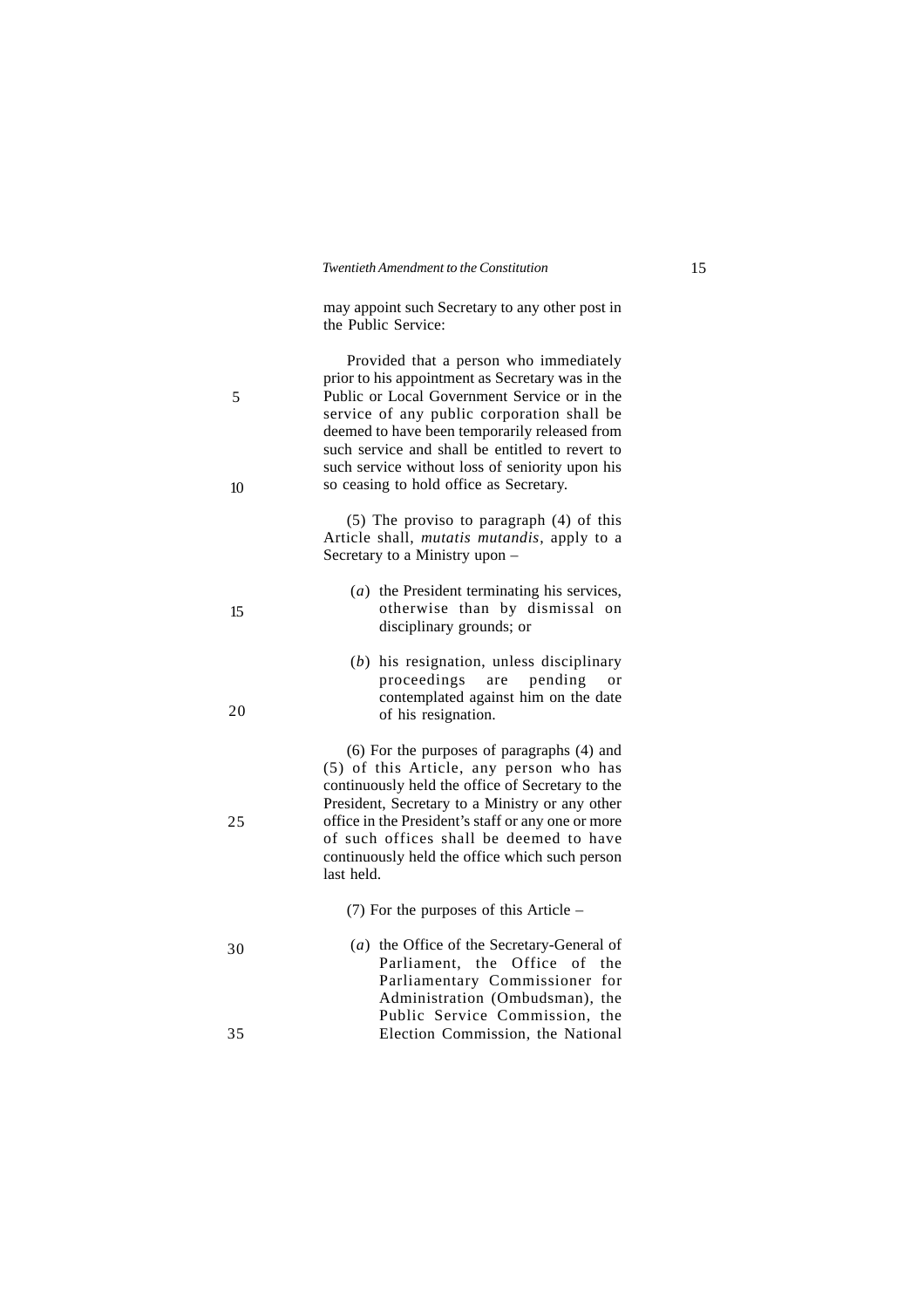may appoint such Secretary to any other post in the Public Service:

Provided that a person who immediately prior to his appointment as Secretary was in the Public or Local Government Service or in the service of any public corporation shall be deemed to have been temporarily released from such service and shall be entitled to revert to such service without loss of seniority upon his so ceasing to hold office as Secretary.

(5) The proviso to paragraph (4) of this Article shall, *mutatis mutandis*, apply to a Secretary to a Ministry upon –

(*a*) the President terminating his services, otherwise than by dismissal on disciplinary grounds; or

(*b*) his resignation, unless disciplinary proceedings are pending or contemplated against him on the date of his resignation.

(6) For the purposes of paragraphs (4) and (5) of this Article, any person who has continuously held the office of Secretary to the President, Secretary to a Ministry or any other office in the President's staff or any one or more of such offices shall be deemed to have continuously held the office which such person last held.

(7) For the purposes of this Article –

(*a*) the Office of the Secretary-General of Parliament, the Office of the Parliamentary Commissioner for Administration (Ombudsman), the Public Service Commission, the Election Commission, the National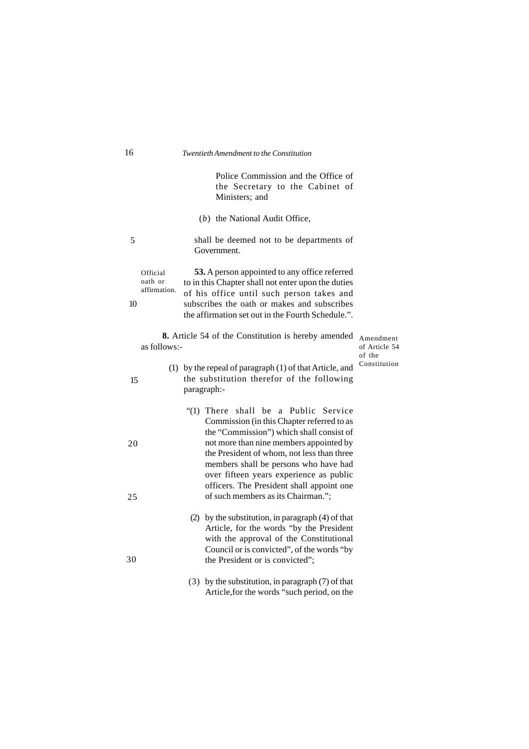Police Commission and the Office of the Secretary to the Cabinet of Ministers; and

(*b*) the National Audit Office,

shall be deemed not to be departments of Government.

Official oath or affirmation.

**53.** A person appointed to any office referred to in this Chapter shall not enter upon the duties of his office until such person takes and subscribes the oath or makes and subscribes the affirmation set out in the Fourth Schedule.".

Amendment of Article 54 of the Constitution

**8.** Article 54 of the Constitution is hereby amended as follows:-

(1) by the repeal of paragraph (1) of that Article, and the substitution therefor of the following paragraph:-

"(1) There shall be a Public Service Commission (in this Chapter referred to as the "Commission") which shall consist of not more than nine members appointed by the President of whom, not less than three members shall be persons who have had over fifteen years experience as public officers. The President shall appoint one of such members as its Chairman.";

(2) by the substitution, in paragraph (4) of that Article, for the words "by the President with the approval of the Constitutional Council or is convicted", of the words "by the President or is convicted";

(3) by the substitution, in paragraph (7) of that Article,for the words "such period, on the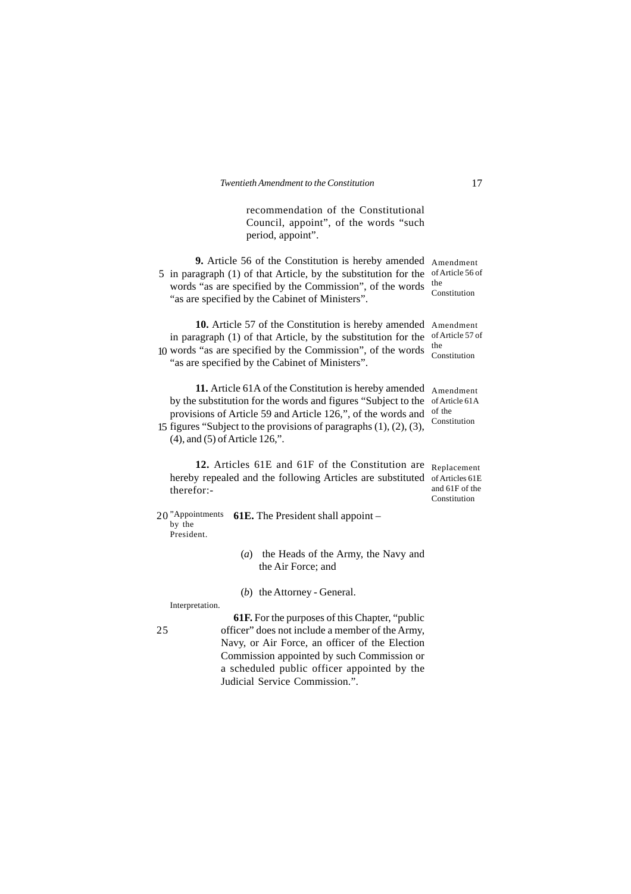recommendation of the Constitutional Council, appoint", of the words "such period, appoint".

*Amendment of Article 56 of the Constitution*

**9.** Article 56 of the Constitution is hereby amended in paragraph (1) of that Article, by the substitution for the words "as are specified by the Commission", of the words "as are specified by the Cabinet of Ministers".

*Amendment of Article 57 of the Constitution*

**10.** Article 57 of the Constitution is hereby amended in paragraph (1) of that Article, by the substitution for the words "as are specified by the Commission", of the words "as are specified by the Cabinet of Ministers".

*Amendment of Article 61A of the Constitution*

**11.** Article 61A of the Constitution is hereby amended by the substitution for the words and figures "Subject to the provisions of Article 59 and Article 126,", of the words and figures "Subject to the provisions of paragraphs (1), (2), (3), (4), and (5) of Article 126,".

*Replacement of Articles 61E and 61F of the Constitution*

**12.** Articles 61E and 61F of the Constitution are hereby repealed and the following Articles are substituted therefor:-

"*Appointments by the President.*

**61E.** The President shall appoint –

(*a*) the Heads of the Army, the Navy and the Air Force; and

(*b*) the Attorney - General.

*Interpretation.*

**61F.** For the purposes of this Chapter, "public officer" does not include a member of the Army, Navy, or Air Force, an officer of the Election Commission appointed by such Commission or a scheduled public officer appointed by the Judicial Service Commission.".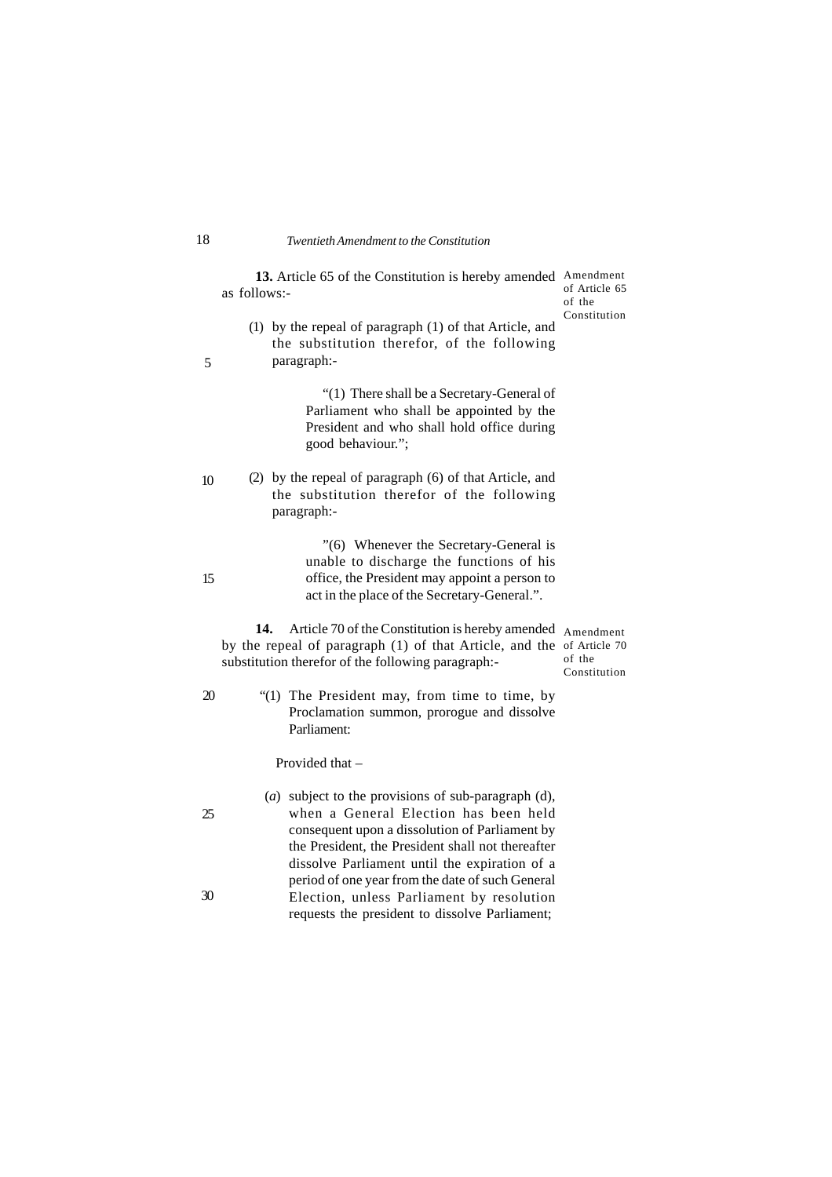**13.** Article 65 of the Constitution is hereby amended as follows:-

*Amendment of Article 65 of the Constitution*

(1) by the repeal of paragraph (1) of that Article, and the substitution therefor, of the following paragraph:-

> "(1) There shall be a Secretary-General of Parliament who shall be appointed by the President and who shall hold office during good behaviour.";

(2) by the repeal of paragraph (6) of that Article, and the substitution therefor of the following paragraph:-

> "(6) Whenever the Secretary-General is unable to discharge the functions of his office, the President may appoint a person to act in the place of the Secretary-General.".

**14.** Article 70 of the Constitution is hereby amended by the repeal of paragraph (1) of that Article, and the substitution therefor of the following paragraph:-

*Amendment of Article 70 of the Constitution*

"(1) The President may, from time to time, by Proclamation summon, prorogue and dissolve Parliament:

Provided that –

(*a*) subject to the provisions of sub-paragraph (d), when a General Election has been held consequent upon a dissolution of Parliament by the President, the President shall not thereafter dissolve Parliament until the expiration of a period of one year from the date of such General Election, unless Parliament by resolution requests the president to dissolve Parliament;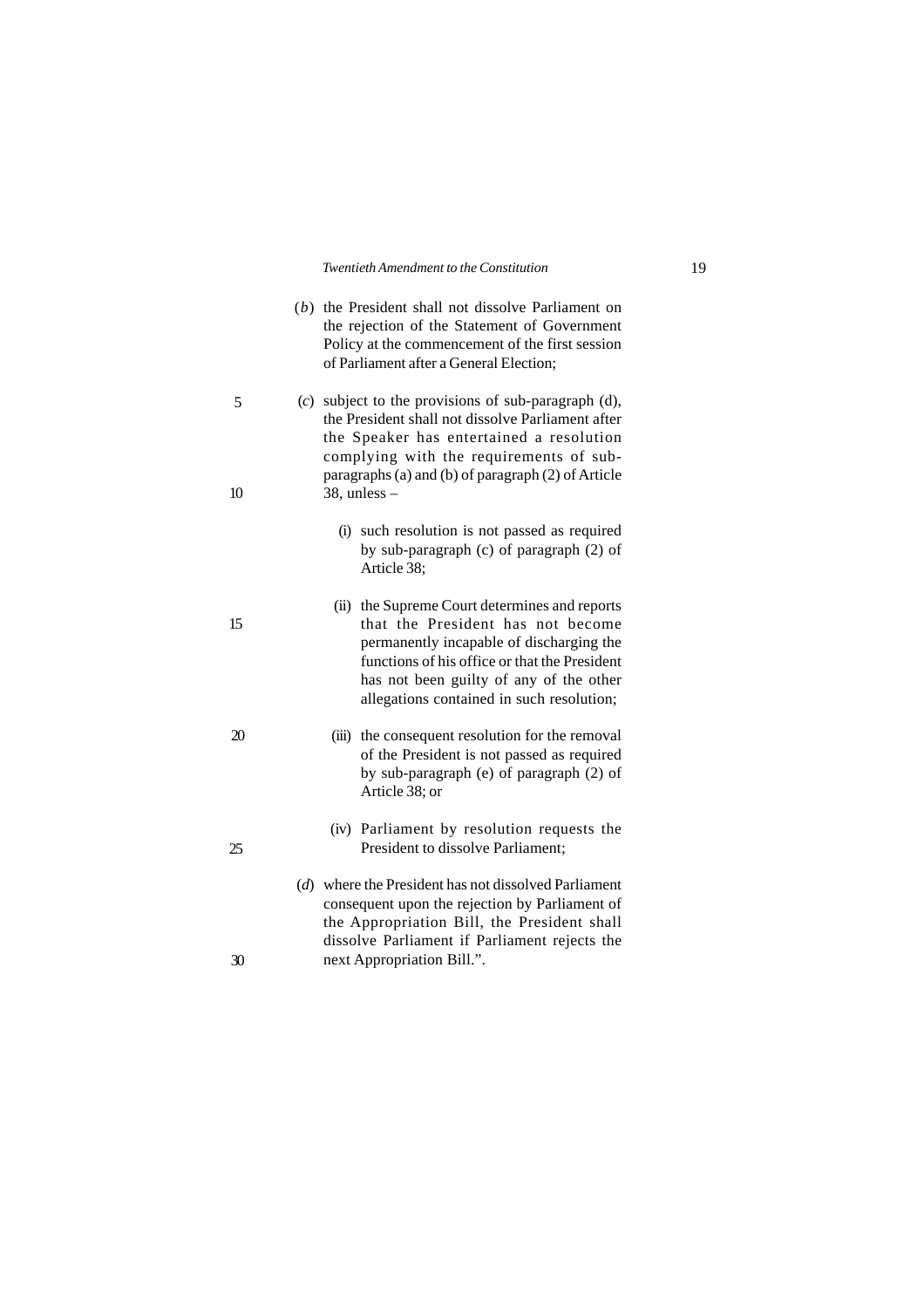(*b*) the President shall not dissolve Parliament on the rejection of the Statement of Government Policy at the commencement of the first session of Parliament after a General Election;

(*c*) subject to the provisions of sub-paragraph (d), the President shall not dissolve Parliament after the Speaker has entertained a resolution complying with the requirements of sub-paragraphs (a) and (b) of paragraph (2) of Article 38, unless –

(i) such resolution is not passed as required by sub-paragraph (c) of paragraph (2) of Article 38;

(ii) the Supreme Court determines and reports that the President has not become permanently incapable of discharging the functions of his office or that the President has not been guilty of any of the other allegations contained in such resolution;

(iii) the consequent resolution for the removal of the President is not passed as required by sub-paragraph (e) of paragraph (2) of Article 38; or

(iv) Parliament by resolution requests the President to dissolve Parliament;

(*d*) where the President has not dissolved Parliament consequent upon the rejection by Parliament of the Appropriation Bill, the President shall dissolve Parliament if Parliament rejects the next Appropriation Bill.".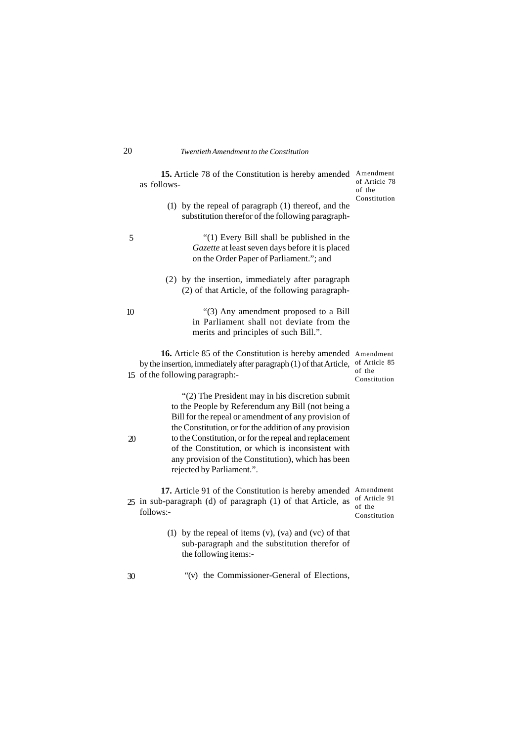**15.** Article 78 of the Constitution is hereby amended as follows-

Amendment of Article 78 of the Constitution

(1) by the repeal of paragraph (1) thereof, and the substitution therefor of the following paragraph-

"(1) Every Bill shall be published in the *Gazette* at least seven days before it is placed on the Order Paper of Parliament."; and

(2) by the insertion, immediately after paragraph (2) of that Article, of the following paragraph-

"(3) Any amendment proposed to a Bill in Parliament shall not deviate from the merits and principles of such Bill.".

**16.** Article 85 of the Constitution is hereby amended by the insertion, immediately after paragraph (1) of that Article, of the following paragraph:-

Amendment of Article 85 of the Constitution

"(2) The President may in his discretion submit to the People by Referendum any Bill (not being a Bill for the repeal or amendment of any provision of the Constitution, or for the addition of any provision to the Constitution, or for the repeal and replacement of the Constitution, or which is inconsistent with any provision of the Constitution), which has been rejected by Parliament.".

**17.** Article 91 of the Constitution is hereby amended in sub-paragraph (d) of paragraph (1) of that Article, as follows:-

Amendment of Article 91 of the Constitution

(1) by the repeal of items (v), (va) and (vc) of that sub-paragraph and the substitution therefor of the following items:-

"(v) the Commissioner-General of Elections,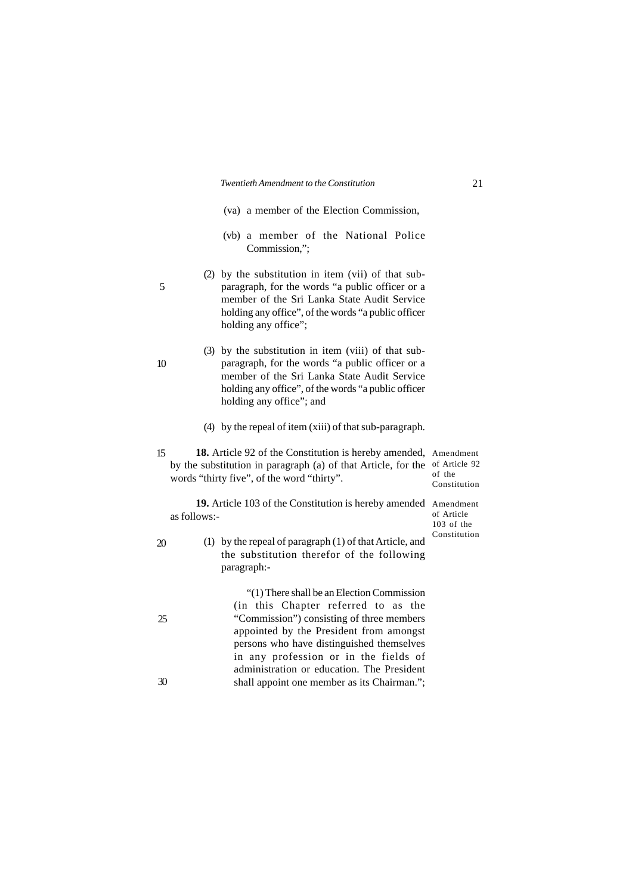(va) a member of the Election Commission,

(vb) a member of the National Police Commission,";

(2) by the substitution in item (vii) of that sub-paragraph, for the words "a public officer or a member of the Sri Lanka State Audit Service holding any office", of the words "a public officer holding any office";

(3) by the substitution in item (viii) of that sub-paragraph, for the words "a public officer or a member of the Sri Lanka State Audit Service holding any office", of the words "a public officer holding any office"; and

(4) by the repeal of item (xiii) of that sub-paragraph.

*Amendment of Article 92 of the Constitution*

**18.** Article 92 of the Constitution is hereby amended, by the substitution in paragraph (a) of that Article, for the words "thirty five", of the word "thirty".

*Amendment of Article 103 of the Constitution*

**19.** Article 103 of the Constitution is hereby amended as follows:-

(1) by the repeal of paragraph (1) of that Article, and the substitution therefor of the following paragraph:-

"(1) There shall be an Election Commission (in this Chapter referred to as the "Commission") consisting of three members appointed by the President from amongst persons who have distinguished themselves in any profession or in the fields of administration or education. The President shall appoint one member as its Chairman.";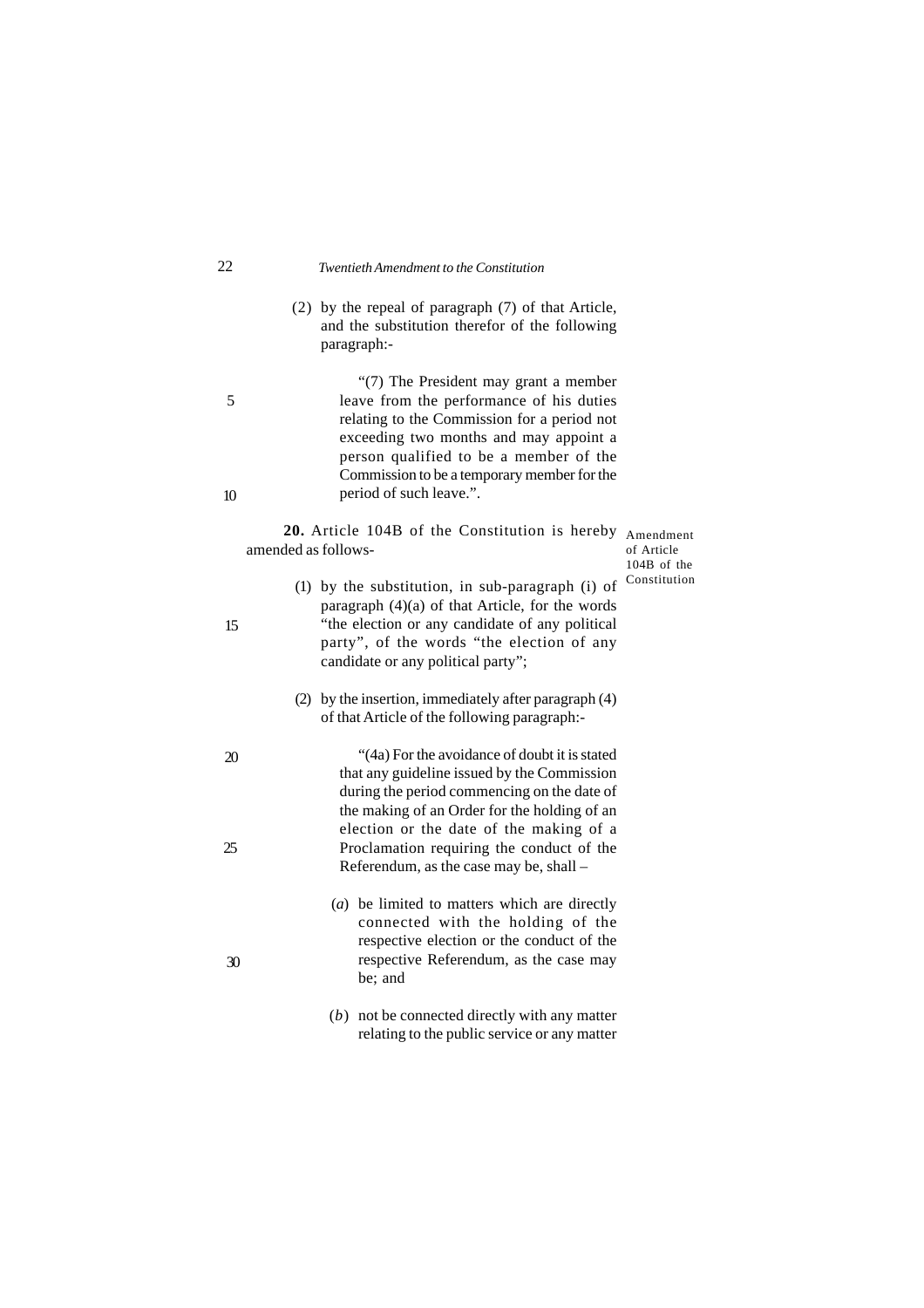(2) by the repeal of paragraph (7) of that Article, and the substitution therefor of the following paragraph:-

> "(7) The President may grant a member leave from the performance of his duties relating to the Commission for a period not exceeding two months and may appoint a person qualified to be a member of the Commission to be a temporary member for the period of such leave.".

Amendment of Article 104B of the Constitution

**20.** Article 104B of the Constitution is hereby amended as follows-

(1) by the substitution, in sub-paragraph (i) of paragraph (4)(a) of that Article, for the words "the election or any candidate of any political party", of the words "the election of any candidate or any political party";

(2) by the insertion, immediately after paragraph (4) of that Article of the following paragraph:-

> "(4a) For the avoidance of doubt it is stated that any guideline issued by the Commission during the period commencing on the date of the making of an Order for the holding of an election or the date of the making of a Proclamation requiring the conduct of the Referendum, as the case may be, shall –
>
> (*a*) be limited to matters which are directly connected with the holding of the respective election or the conduct of the respective Referendum, as the case may be; and
>
> (*b*) not be connected directly with any matter relating to the public service or any matter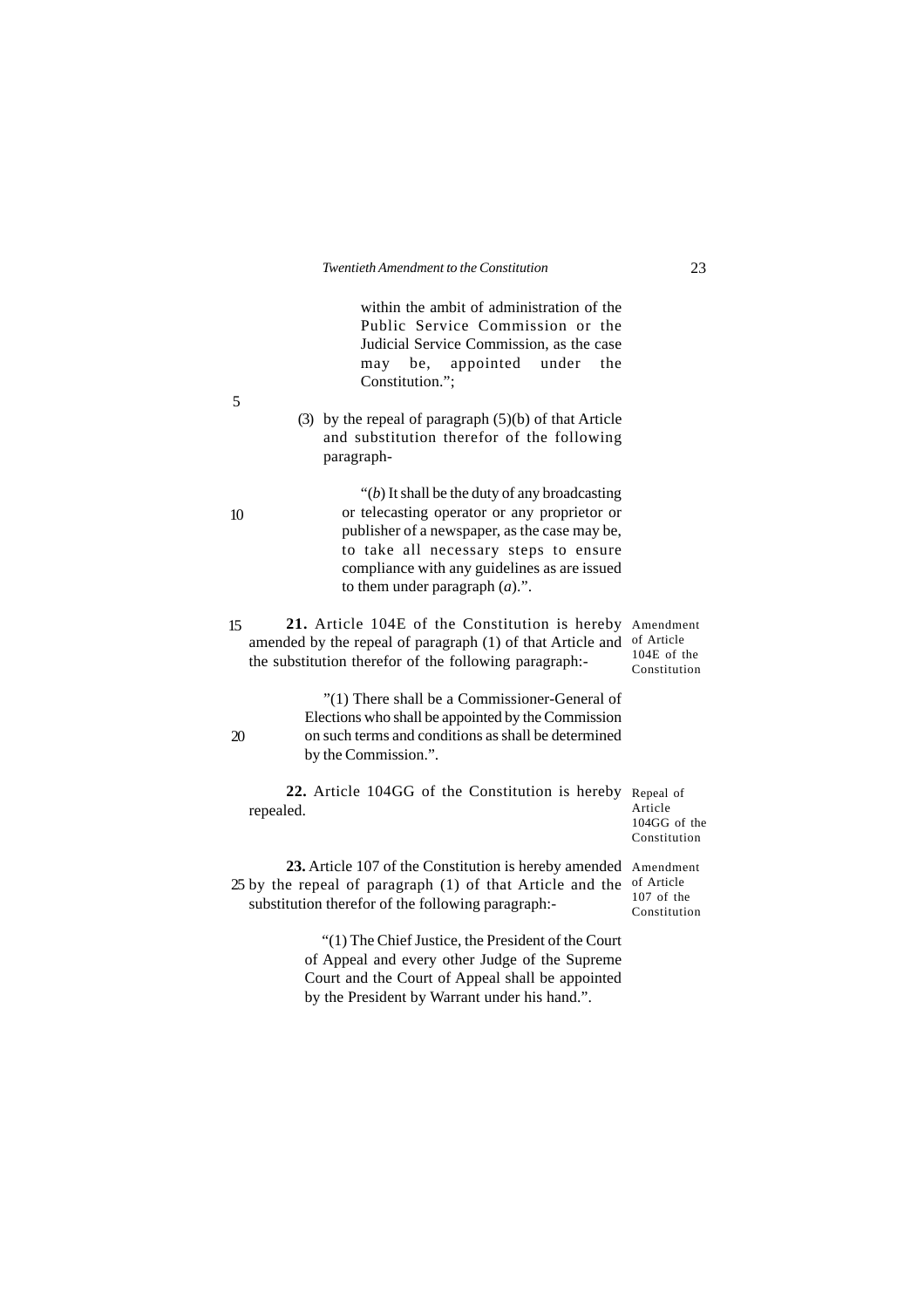within the ambit of administration of the Public Service Commission or the Judicial Service Commission, as the case may be, appointed under the Constitution.";

(3) by the repeal of paragraph (5)(b) of that Article and substitution therefor of the following paragraph-

"(*b*) It shall be the duty of any broadcasting or telecasting operator or any proprietor or publisher of a newspaper, as the case may be, to take all necessary steps to ensure compliance with any guidelines as are issued to them under paragraph (*a*).".

Amendment of Article 104E of the Constitution

**21.** Article 104E of the Constitution is hereby amended by the repeal of paragraph (1) of that Article and the substitution therefor of the following paragraph:-

"(1) There shall be a Commissioner-General of Elections who shall be appointed by the Commission on such terms and conditions as shall be determined by the Commission.".

Repeal of Article 104GG of the Constitution

**22.** Article 104GG of the Constitution is hereby repealed.

Amendment of Article 107 of the Constitution

**23.** Article 107 of the Constitution is hereby amended by the repeal of paragraph (1) of that Article and the substitution therefor of the following paragraph:-

"(1) The Chief Justice, the President of the Court of Appeal and every other Judge of the Supreme Court and the Court of Appeal shall be appointed by the President by Warrant under his hand.".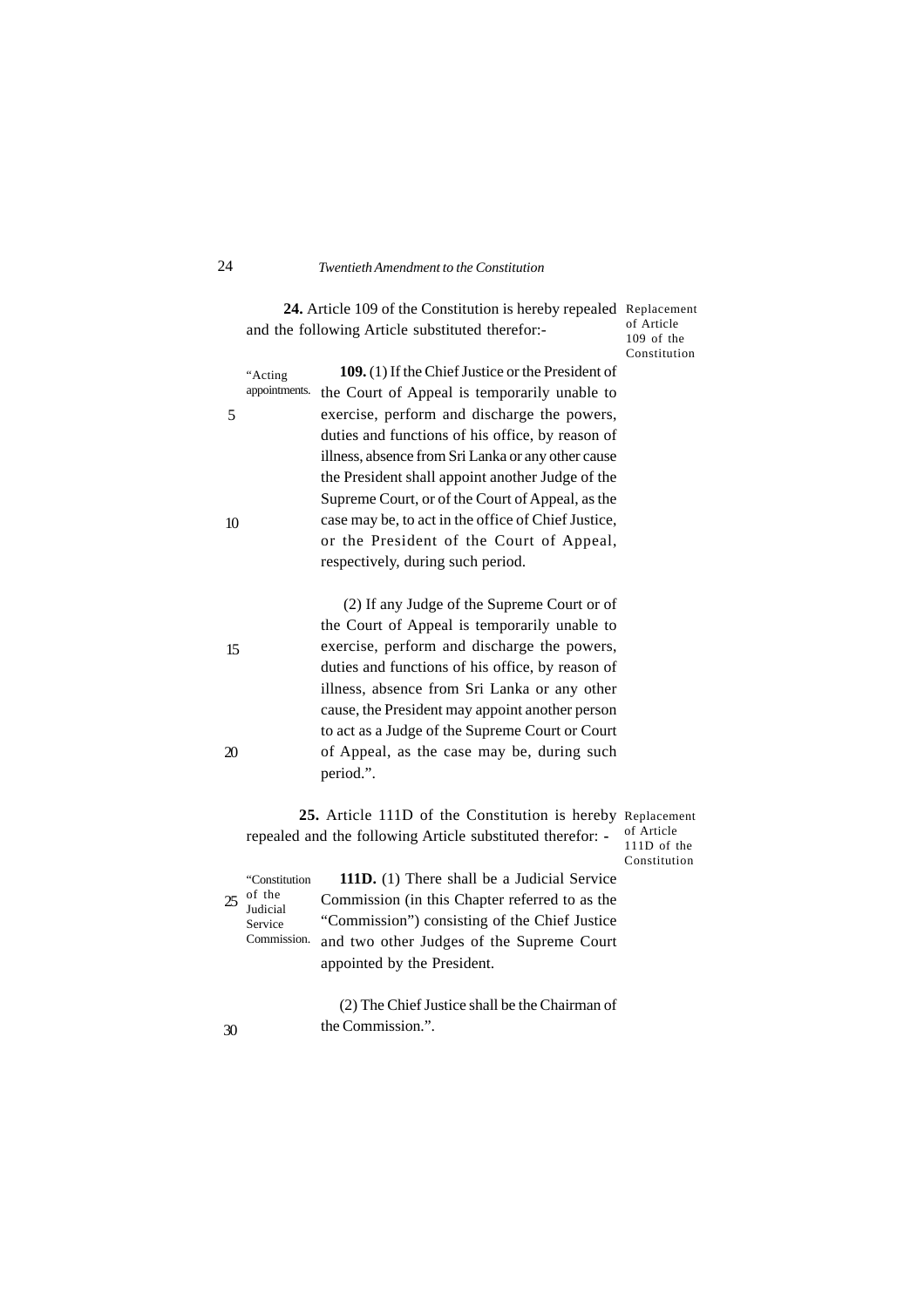**24.** Article 109 of the Constitution is hereby repealed and the following Article substituted therefor:-

*Replacement of Article 109 of the Constitution*

"Acting appointments.

**109.** (1) If the Chief Justice or the President of the Court of Appeal is temporarily unable to exercise, perform and discharge the powers, duties and functions of his office, by reason of illness, absence from Sri Lanka or any other cause the President shall appoint another Judge of the Supreme Court, or of the Court of Appeal, as the case may be, to act in the office of Chief Justice, or the President of the Court of Appeal, respectively, during such period.

(2) If any Judge of the Supreme Court or of the Court of Appeal is temporarily unable to exercise, perform and discharge the powers, duties and functions of his office, by reason of illness, absence from Sri Lanka or any other cause, the President may appoint another person to act as a Judge of the Supreme Court or Court of Appeal, as the case may be, during such period.".

**25.** Article 111D of the Constitution is hereby repealed and the following Article substituted therefor: -

*Replacement of Article 111D of the Constitution*

"Constitution of the Judicial Service Commission.

**111D.** (1) There shall be a Judicial Service Commission (in this Chapter referred to as the "Commission") consisting of the Chief Justice and two other Judges of the Supreme Court appointed by the President.

(2) The Chief Justice shall be the Chairman of the Commission.".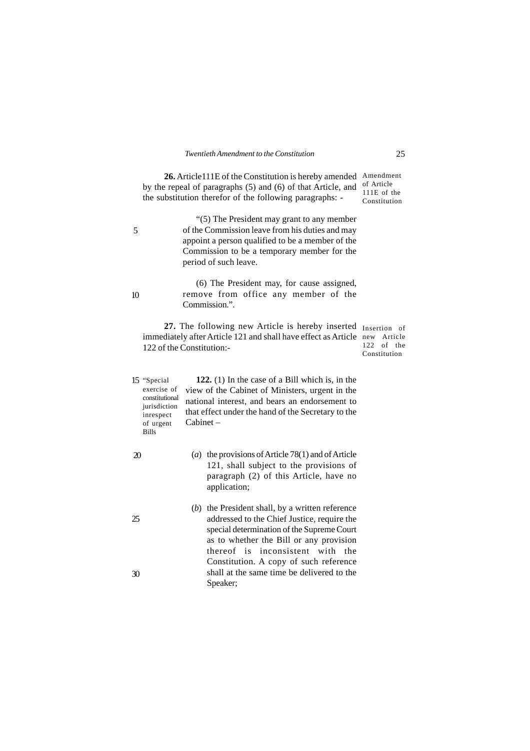**26.** Article111E of the Constitution is hereby amended by the repeal of paragraphs (5) and (6) of that Article, and the substitution therefor of the following paragraphs: -

Amendment of Article 111E of the Constitution

> "(5) The President may grant to any member of the Commission leave from his duties and may appoint a person qualified to be a member of the Commission to be a temporary member for the period of such leave.
>
> (6) The President may, for cause assigned, remove from office any member of the Commission.".

**27.** The following new Article is hereby inserted immediately after Article 121 and shall have effect as Article 122 of the Constitution:-

Insertion of new Article 122 of the Constitution

"Special exercise of constitutional jurisdiction inrespect of urgent Bills

**122.** (1) In the case of a Bill which is, in the view of the Cabinet of Ministers, urgent in the national interest, and bears an endorsement to that effect under the hand of the Secretary to the Cabinet –

(*a*) the provisions of Article 78(1) and of Article 121, shall subject to the provisions of paragraph (2) of this Article, have no application;

(*b*) the President shall, by a written reference addressed to the Chief Justice, require the special determination of the Supreme Court as to whether the Bill or any provision thereof is inconsistent with the Constitution. A copy of such reference shall at the same time be delivered to the Speaker;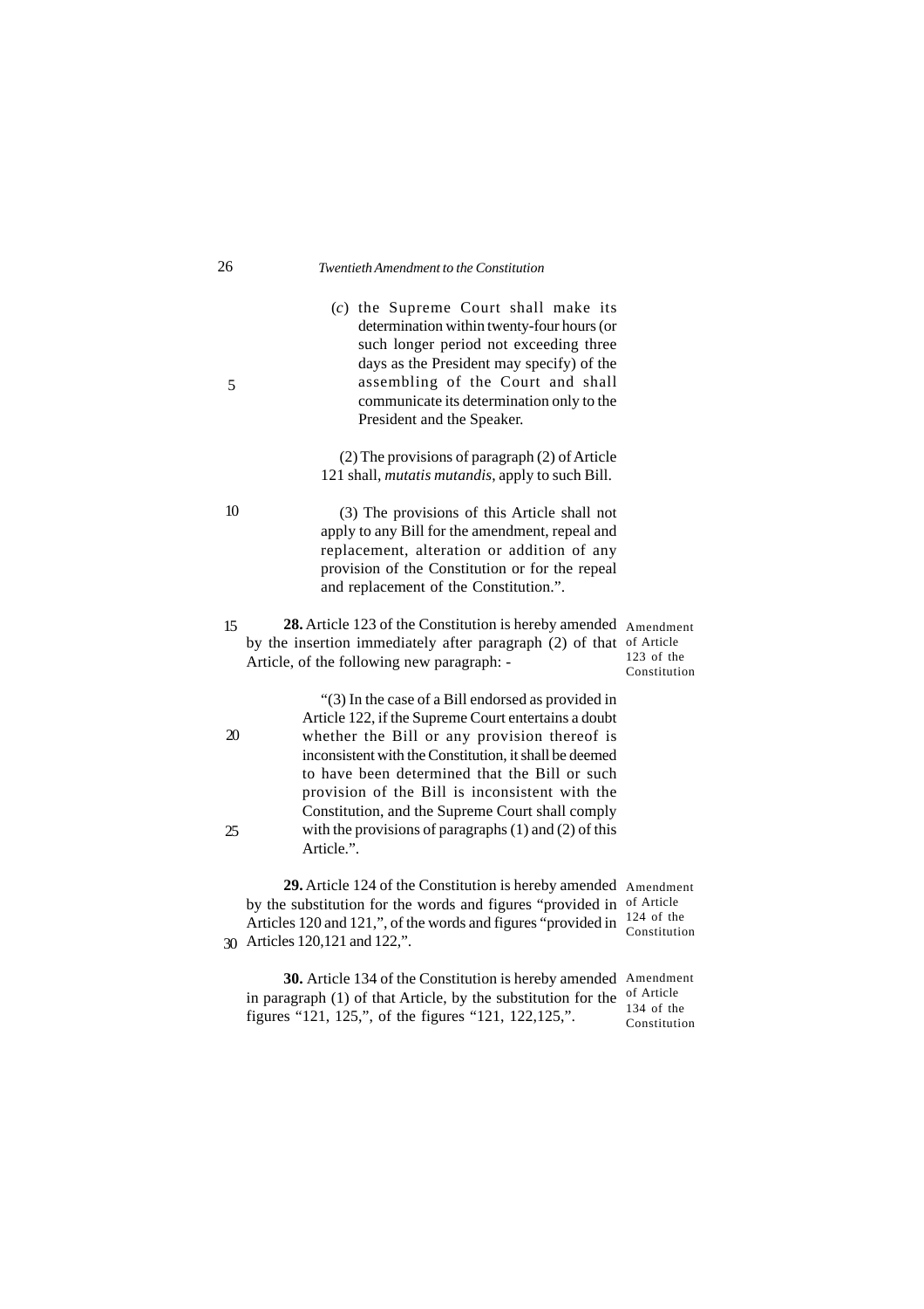(*c*) the Supreme Court shall make its determination within twenty-four hours (or such longer period not exceeding three days as the President may specify) of the assembling of the Court and shall communicate its determination only to the President and the Speaker.

(2) The provisions of paragraph (2) of Article 121 shall, *mutatis mutandis*, apply to such Bill.

(3) The provisions of this Article shall not apply to any Bill for the amendment, repeal and replacement, alteration or addition of any provision of the Constitution or for the repeal and replacement of the Constitution.".

Amendment of Article 123 of the Constitution

**28.** Article 123 of the Constitution is hereby amended by the insertion immediately after paragraph (2) of that Article, of the following new paragraph: -

"(3) In the case of a Bill endorsed as provided in Article 122, if the Supreme Court entertains a doubt whether the Bill or any provision thereof is inconsistent with the Constitution, it shall be deemed to have been determined that the Bill or such provision of the Bill is inconsistent with the Constitution, and the Supreme Court shall comply with the provisions of paragraphs (1) and (2) of this Article.".

Amendment of Article 124 of the Constitution

**29.** Article 124 of the Constitution is hereby amended by the substitution for the words and figures "provided in Articles 120 and 121,", of the words and figures "provided in Articles 120,121 and 122,".

Amendment of Article 134 of the Constitution

**30.** Article 134 of the Constitution is hereby amended in paragraph (1) of that Article, by the substitution for the figures "121, 125,", of the figures "121, 122,125,".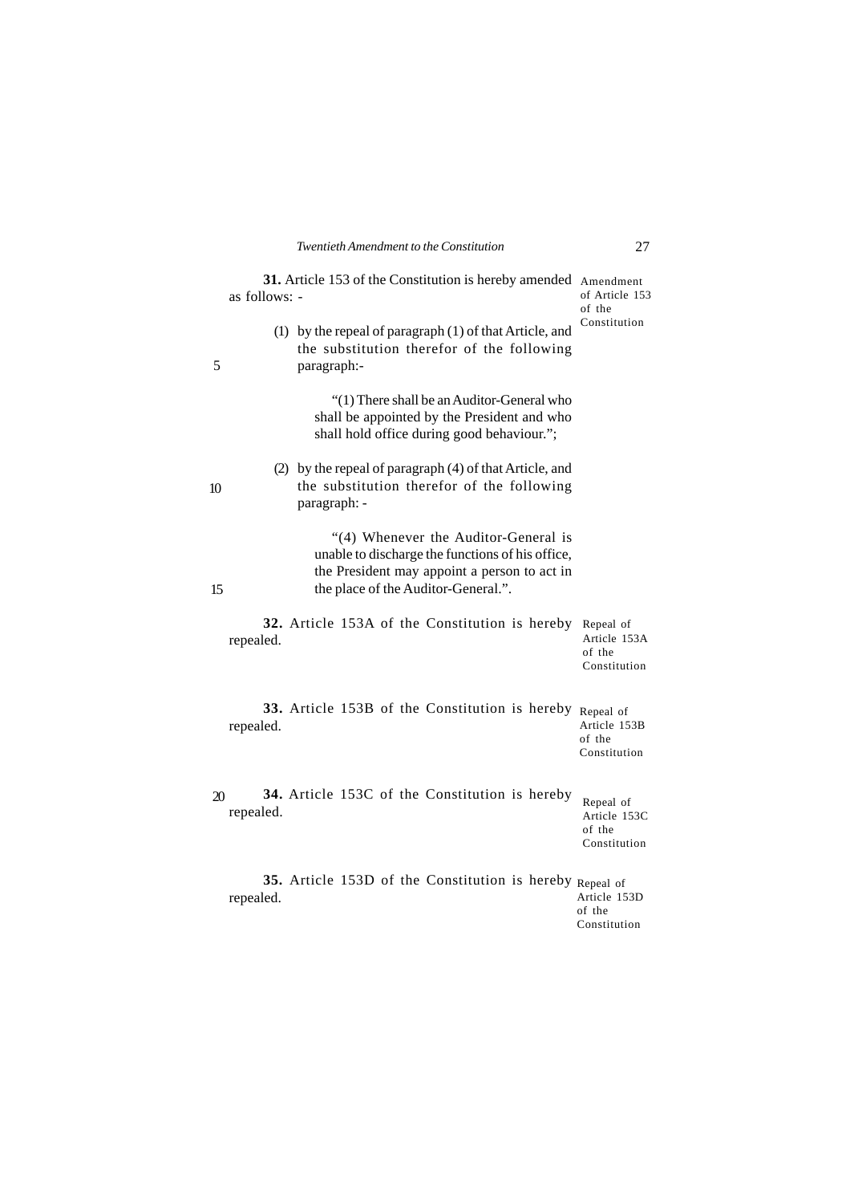**31.** Article 153 of the Constitution is hereby amended as follows: -

*Amendment of Article 153 of the Constitution*

(1) by the repeal of paragraph (1) of that Article, and the substitution therefor of the following paragraph:-

> "(1) There shall be an Auditor-General who shall be appointed by the President and who shall hold office during good behaviour.";

(2) by the repeal of paragraph (4) of that Article, and the substitution therefor of the following paragraph: -

> "(4) Whenever the Auditor-General is unable to discharge the functions of his office, the President may appoint a person to act in the place of the Auditor-General.".

**32.** Article 153A of the Constitution is hereby repealed.

*Repeal of Article 153A of the Constitution*

**33.** Article 153B of the Constitution is hereby repealed.

*Repeal of Article 153B of the Constitution*

**34.** Article 153C of the Constitution is hereby repealed.

*Repeal of Article 153C of the Constitution*

**35.** Article 153D of the Constitution is hereby repealed.

*Repeal of Article 153D of the Constitution*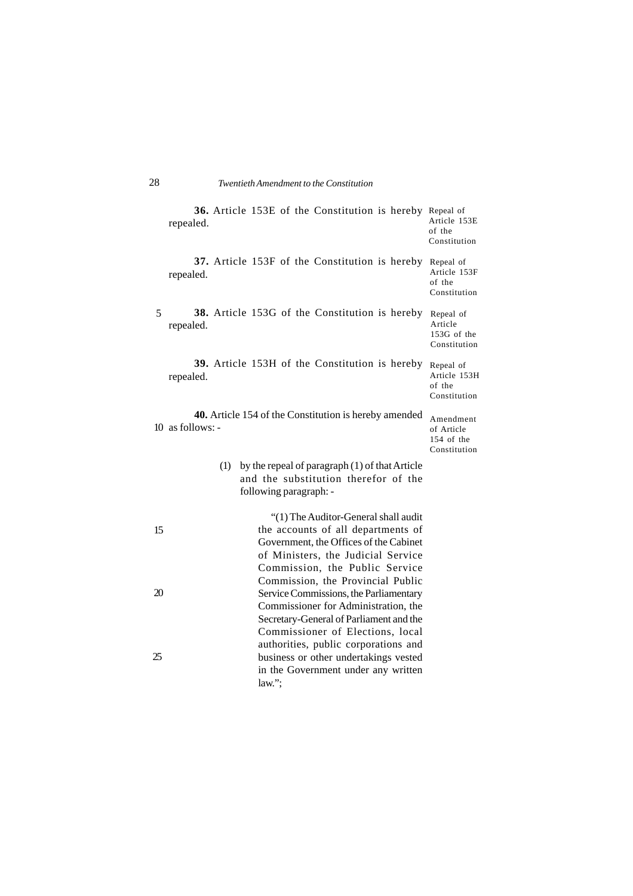**36.** Article 153E of the Constitution is hereby repealed.

*Repeal of Article 153E of the Constitution*

**37.** Article 153F of the Constitution is hereby repealed.

*Repeal of Article 153F of the Constitution*

**38.** Article 153G of the Constitution is hereby repealed.

*Repeal of Article 153G of the Constitution*

**39.** Article 153H of the Constitution is hereby repealed.

*Repeal of Article 153H of the Constitution*

**40.** Article 154 of the Constitution is hereby amended as follows: -

*Amendment of Article 154 of the Constitution*

(1) by the repeal of paragraph (1) of that Article and the substitution therefor of the following paragraph: -

> "(1) The Auditor-General shall audit the accounts of all departments of Government, the Offices of the Cabinet of Ministers, the Judicial Service Commission, the Public Service Commission, the Provincial Public Service Commissions, the Parliamentary Commissioner for Administration, the Secretary-General of Parliament and the Commissioner of Elections, local authorities, public corporations and business or other undertakings vested in the Government under any written law.";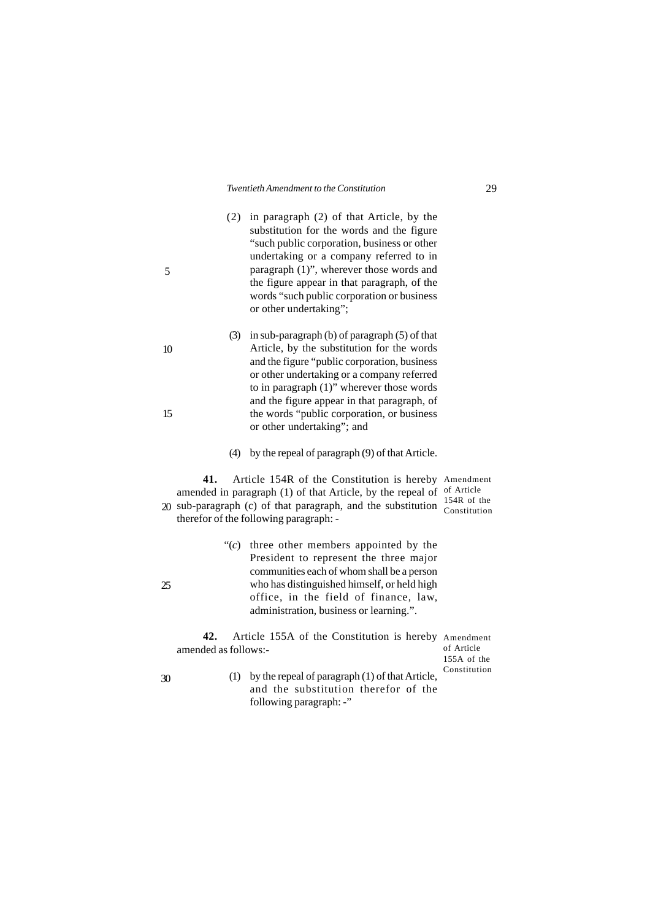(2) in paragraph (2) of that Article, by the substitution for the words and the figure "such public corporation, business or other undertaking or a company referred to in paragraph (1)", wherever those words and the figure appear in that paragraph, of the words "such public corporation or business or other undertaking";

(3) in sub-paragraph (b) of paragraph (5) of that Article, by the substitution for the words and the figure "public corporation, business or other undertaking or a company referred to in paragraph (1)" wherever those words and the figure appear in that paragraph, of the words "public corporation, or business or other undertaking"; and

(4) by the repeal of paragraph (9) of that Article.

*Amendment of Article 154R of the Constitution*

**41.** Article 154R of the Constitution is hereby amended in paragraph (1) of that Article, by the repeal of sub-paragraph (c) of that paragraph, and the substitution therefor of the following paragraph: -

"(*c*) three other members appointed by the President to represent the three major communities each of whom shall be a person who has distinguished himself, or held high office, in the field of finance, law, administration, business or learning.".

*Amendment of Article 155A of the Constitution*

**42.** Article 155A of the Constitution is hereby amended as follows:-

(1) by the repeal of paragraph (1) of that Article, and the substitution therefor of the following paragraph: -"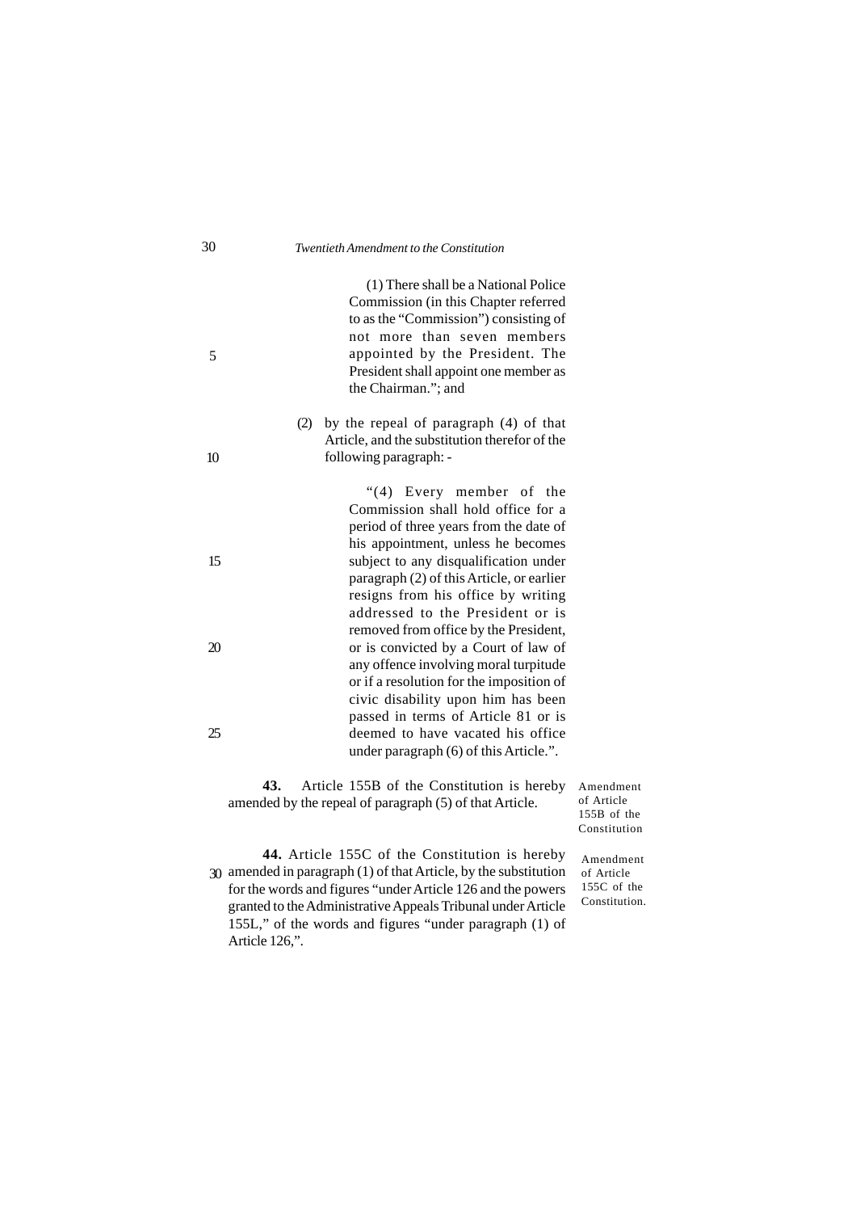(1) There shall be a National Police Commission (in this Chapter referred to as the "Commission") consisting of not more than seven members appointed by the President. The President shall appoint one member as the Chairman."; and

(2) by the repeal of paragraph (4) of that Article, and the substitution therefor of the following paragraph: -

"(4) Every member of the Commission shall hold office for a period of three years from the date of his appointment, unless he becomes subject to any disqualification under paragraph (2) of this Article, or earlier resigns from his office by writing addressed to the President or is removed from office by the President, or is convicted by a Court of law of any offence involving moral turpitude or if a resolution for the imposition of civic disability upon him has been passed in terms of Article 81 or is deemed to have vacated his office under paragraph (6) of this Article.".

Amendment of Article 155B of the Constitution

**43.** Article 155B of the Constitution is hereby amended by the repeal of paragraph (5) of that Article.

Amendment of Article 155C of the Constitution.

**44.** Article 155C of the Constitution is hereby amended in paragraph (1) of that Article, by the substitution for the words and figures "under Article 126 and the powers granted to the Administrative Appeals Tribunal under Article 155L," of the words and figures "under paragraph (1) of Article 126,".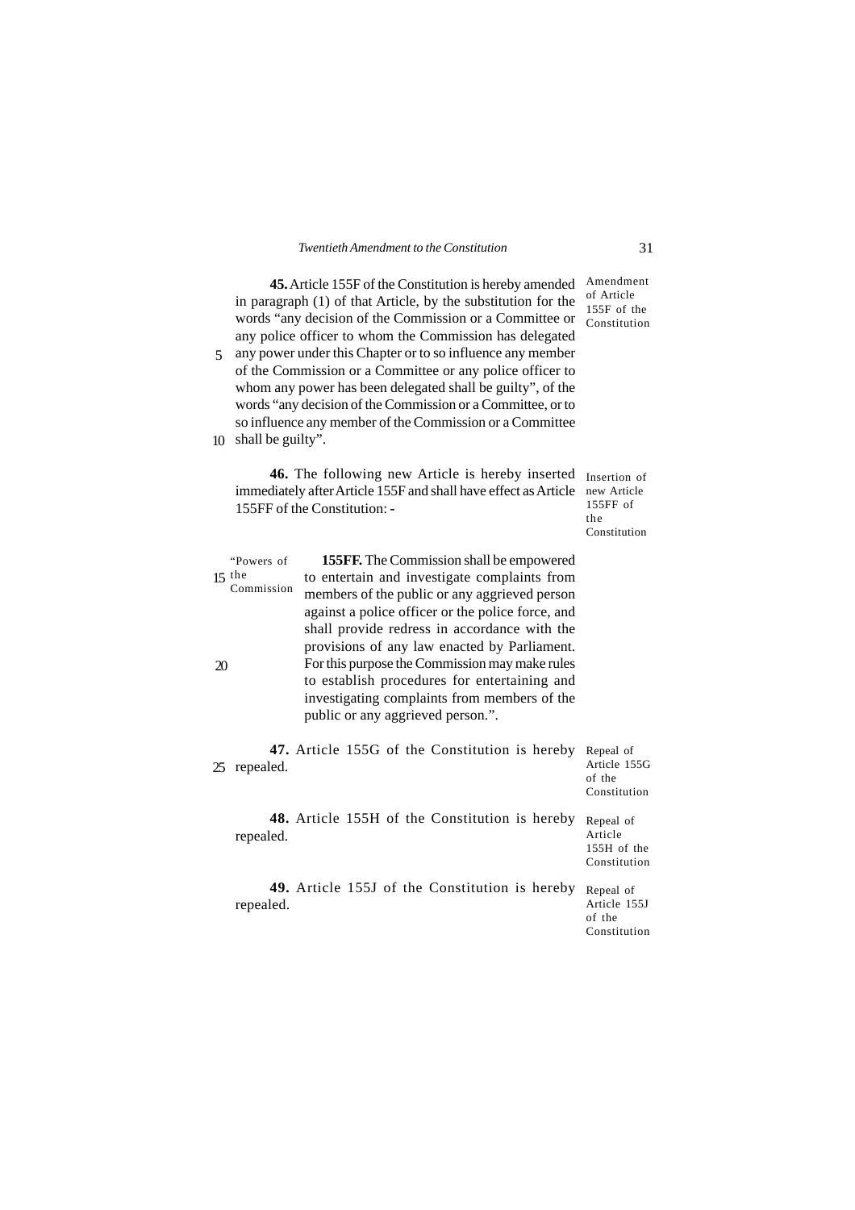**45.** Article 155F of the Constitution is hereby amended in paragraph (1) of that Article, by the substitution for the words "any decision of the Commission or a Committee or any police officer to whom the Commission has delegated any power under this Chapter or to so influence any member of the Commission or a Committee or any police officer to whom any power has been delegated shall be guilty", of the words "any decision of the Commission or a Committee, or to so influence any member of the Commission or a Committee shall be guilty".

*Amendment of Article 155F of the Constitution*

**46.** The following new Article is hereby inserted immediately after Article 155F and shall have effect as Article 155FF of the Constitution: -

*Insertion of new Article 155FF of the Constitution*

"Powers of the Commission

**155FF.** The Commission shall be empowered to entertain and investigate complaints from members of the public or any aggrieved person against a police officer or the police force, and shall provide redress in accordance with the provisions of any law enacted by Parliament. For this purpose the Commission may make rules to establish procedures for entertaining and investigating complaints from members of the public or any aggrieved person.".

**47.** Article 155G of the Constitution is hereby repealed.

*Repeal of Article 155G of the Constitution*

**48.** Article 155H of the Constitution is hereby repealed.

*Repeal of Article 155H of the Constitution*

**49.** Article 155J of the Constitution is hereby repealed.

*Repeal of Article 155J of the Constitution*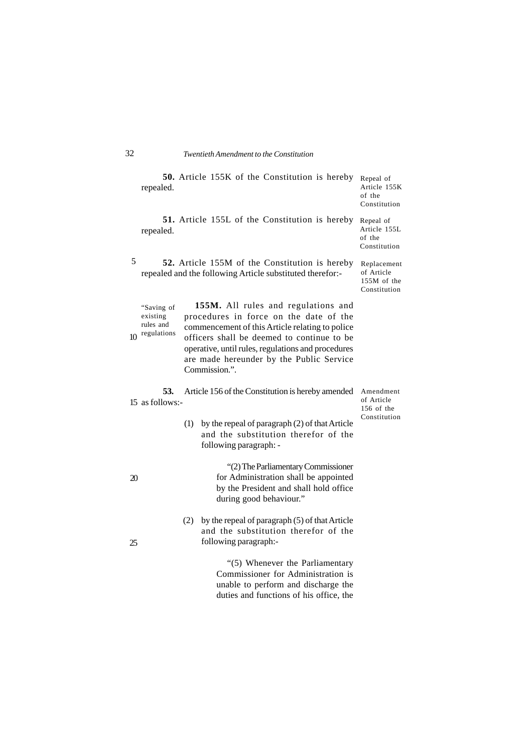**50.** Article 155K of the Constitution is hereby repealed.

Repeal of Article 155K of the Constitution

**51.** Article 155L of the Constitution is hereby repealed.

Repeal of Article 155L of the Constitution

**52.** Article 155M of the Constitution is hereby repealed and the following Article substituted therefor:-

Replacement of Article 155M of the Constitution

"Saving of existing rules and regulations

**155M.** All rules and regulations and procedures in force on the date of the commencement of this Article relating to police officers shall be deemed to continue to be operative, until rules, regulations and procedures are made hereunder by the Public Service Commission.".

**53.** Article 156 of the Constitution is hereby amended as follows:-

Amendment of Article 156 of the Constitution

(1) by the repeal of paragraph (2) of that Article and the substitution therefor of the following paragraph: -

"(2) The Parliamentary Commissioner for Administration shall be appointed by the President and shall hold office during good behaviour."

(2) by the repeal of paragraph (5) of that Article and the substitution therefor of the following paragraph:-

"(5) Whenever the Parliamentary Commissioner for Administration is unable to perform and discharge the duties and functions of his office, the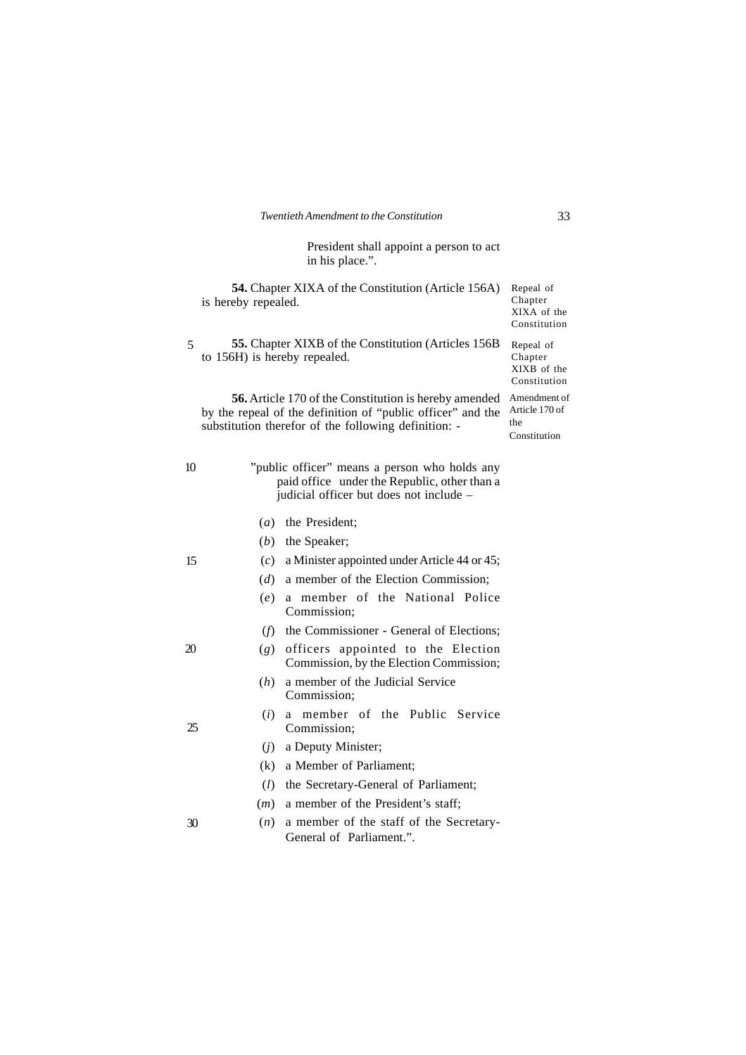President shall appoint a person to act in his place.".

**54.** Chapter XIXA of the Constitution (Article 156A) is hereby repealed.

*Repeal of Chapter XIXA of the Constitution*

**55.** Chapter XIXB of the Constitution (Articles 156B to 156H) is hereby repealed.

*Repeal of Chapter XIXB of the Constitution*

**56.** Article 170 of the Constitution is hereby amended by the repeal of the definition of "public officer" and the substitution therefor of the following definition: -

*Amendment of Article 170 of the Constitution*

"public officer" means a person who holds any paid office under the Republic, other than a judicial officer but does not include –

(*a*) the President;

(*b*) the Speaker;

(*c*) a Minister appointed under Article 44 or 45;

(*d*) a member of the Election Commission;

(*e*) a member of the National Police Commission;

(*f*) the Commissioner - General of Elections;

(*g*) officers appointed to the Election Commission, by the Election Commission;

(*h*) a member of the Judicial Service Commission;

(*i*) a member of the Public Service Commission;

(*j*) a Deputy Minister;

(k) a Member of Parliament;

(*l*) the Secretary-General of Parliament;

(*m*) a member of the President's staff;

(*n*) a member of the staff of the Secretary-General of Parliament.".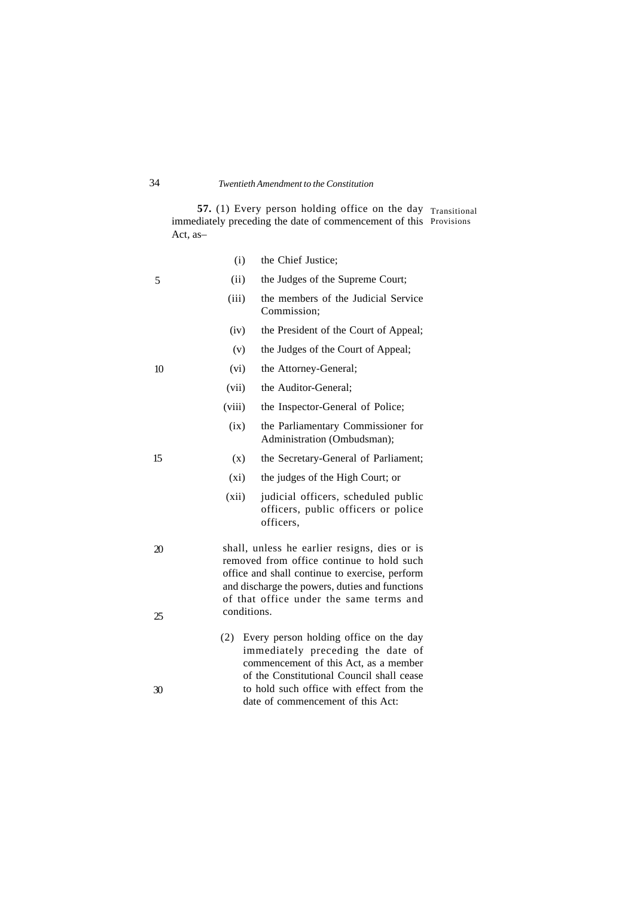**57.** (1) Every person holding office on the day immediately preceding the date of commencement of this Act, as–

Transitional Provisions

- (i) the Chief Justice;
- (ii) the Judges of the Supreme Court;
- (iii) the members of the Judicial Service Commission;
- (iv) the President of the Court of Appeal;
- (v) the Judges of the Court of Appeal;
- (vi) the Attorney-General;
- (vii) the Auditor-General;
- (viii) the Inspector-General of Police;
- (ix) the Parliamentary Commissioner for Administration (Ombudsman);
- (x) the Secretary-General of Parliament;
- (xi) the judges of the High Court; or
- (xii) judicial officers, scheduled public officers, public officers or police officers,

shall, unless he earlier resigns, dies or is removed from office continue to hold such office and shall continue to exercise, perform and discharge the powers, duties and functions of that office under the same terms and conditions.

(2) Every person holding office on the day immediately preceding the date of commencement of this Act, as a member of the Constitutional Council shall cease to hold such office with effect from the date of commencement of this Act: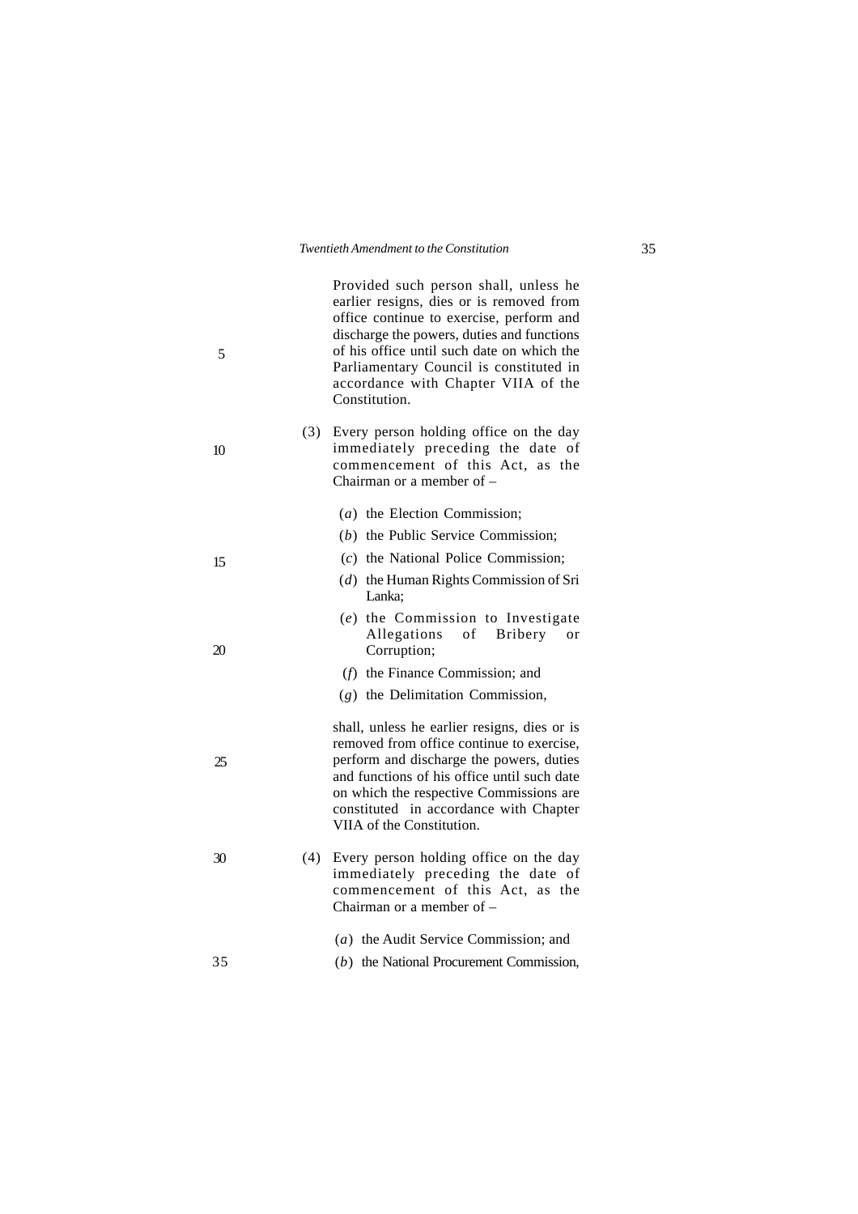Provided such person shall, unless he earlier resigns, dies or is removed from office continue to exercise, perform and discharge the powers, duties and functions of his office until such date on which the Parliamentary Council is constituted in accordance with Chapter VIIA of the Constitution.

(3) Every person holding office on the day immediately preceding the date of commencement of this Act, as the Chairman or a member of –

(*a*) the Election Commission;

(*b*) the Public Service Commission;

(*c*) the National Police Commission;

(*d*) the Human Rights Commission of Sri Lanka;

(*e*) the Commission to Investigate Allegations of Bribery or Corruption;

(*f*) the Finance Commission; and

(*g*) the Delimitation Commission,

shall, unless he earlier resigns, dies or is removed from office continue to exercise, perform and discharge the powers, duties and functions of his office until such date on which the respective Commissions are constituted in accordance with Chapter VIIA of the Constitution.

(4) Every person holding office on the day immediately preceding the date of commencement of this Act, as the Chairman or a member of –

(*a*) the Audit Service Commission; and

(*b*) the National Procurement Commission,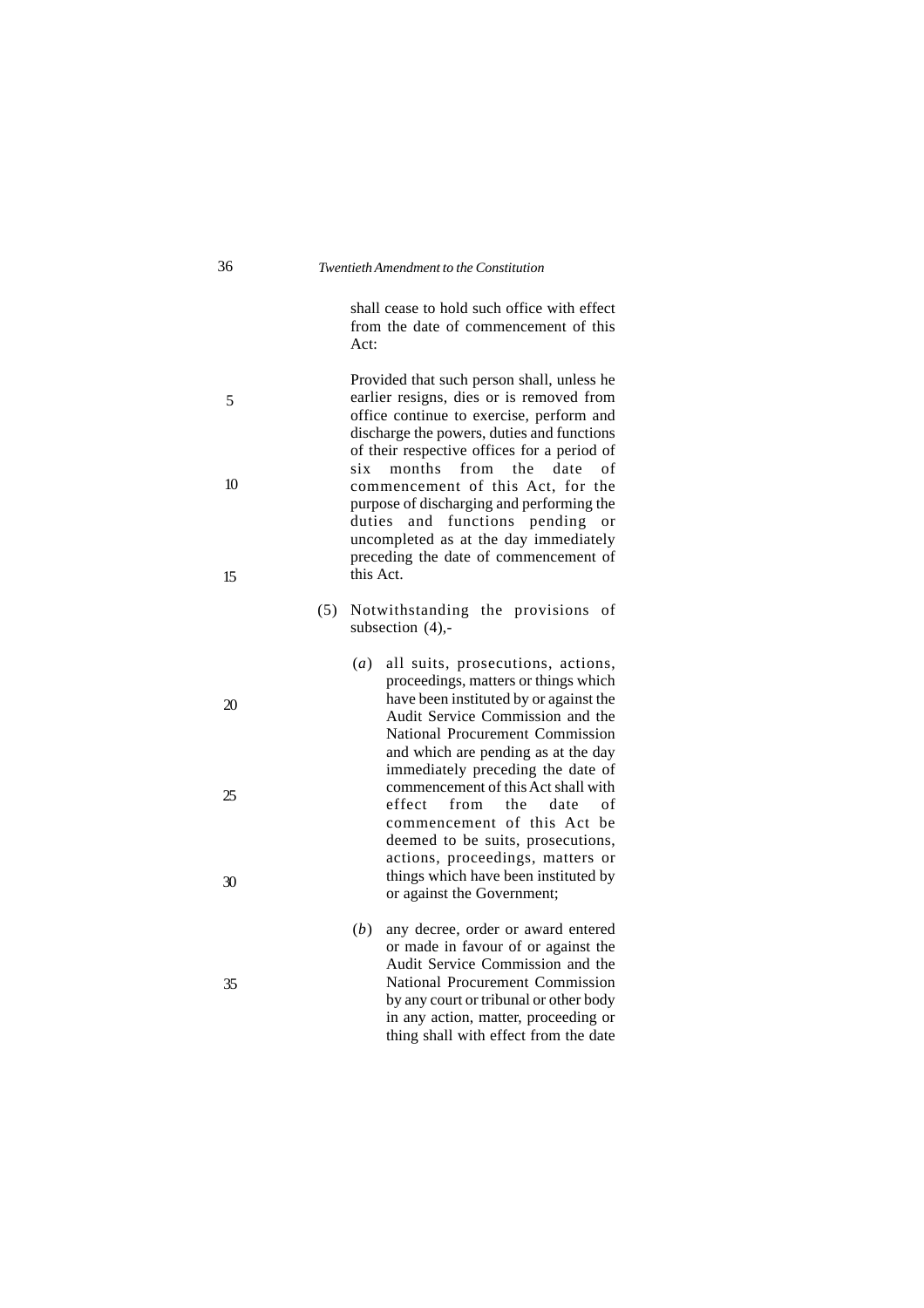shall cease to hold such office with effect from the date of commencement of this Act:

Provided that such person shall, unless he earlier resigns, dies or is removed from office continue to exercise, perform and discharge the powers, duties and functions of their respective offices for a period of six months from the date of commencement of this Act, for the purpose of discharging and performing the duties and functions pending or uncompleted as at the day immediately preceding the date of commencement of this Act.

(5) Notwithstanding the provisions of subsection (4),-

(*a*) all suits, prosecutions, actions, proceedings, matters or things which have been instituted by or against the Audit Service Commission and the National Procurement Commission and which are pending as at the day immediately preceding the date of commencement of this Act shall with effect from the date of commencement of this Act be deemed to be suits, prosecutions, actions, proceedings, matters or things which have been instituted by or against the Government;

(*b*) any decree, order or award entered or made in favour of or against the Audit Service Commission and the National Procurement Commission by any court or tribunal or other body in any action, matter, proceeding or thing shall with effect from the date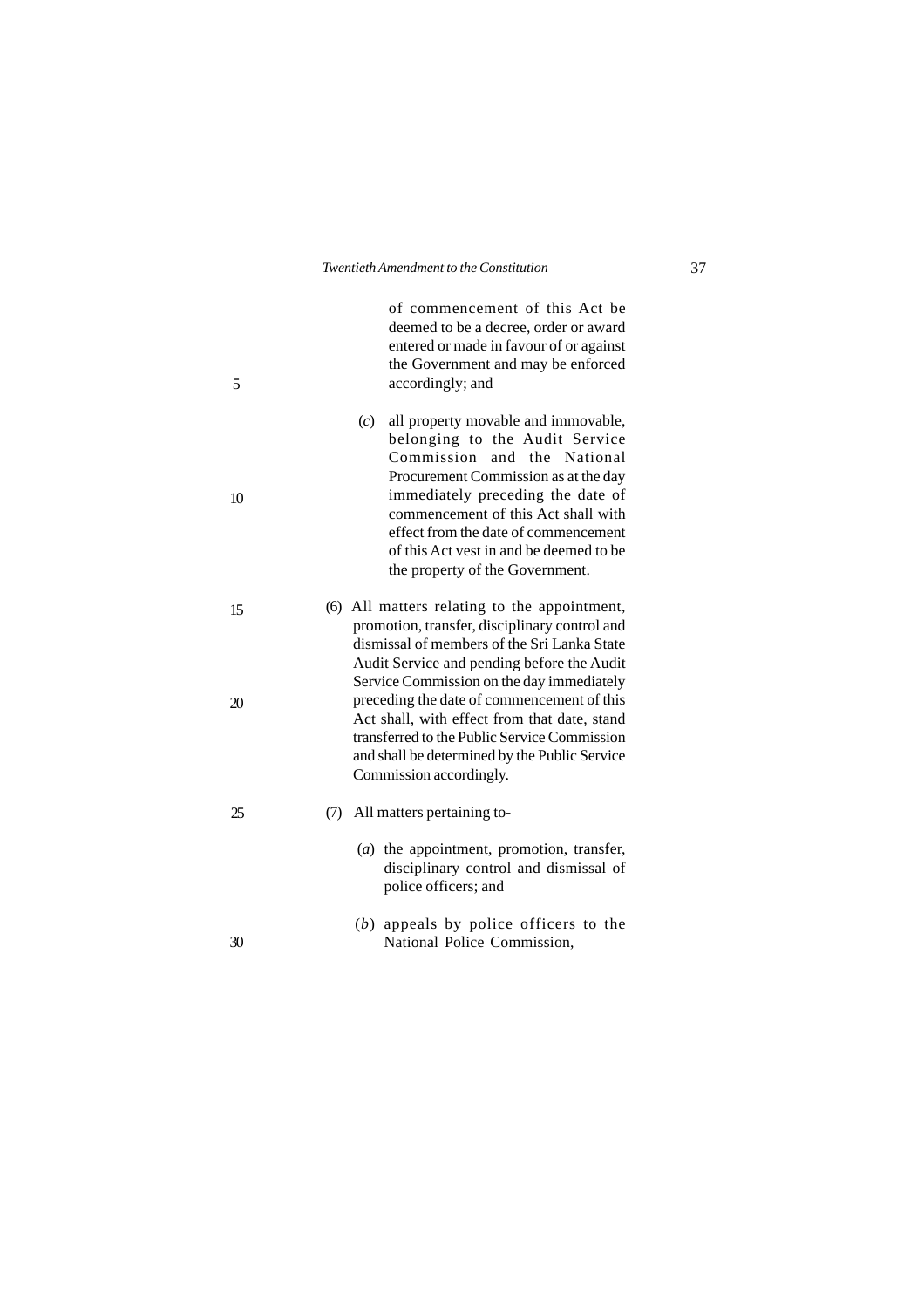of commencement of this Act be deemed to be a decree, order or award entered or made in favour of or against the Government and may be enforced accordingly; and

(*c*) all property movable and immovable, belonging to the Audit Service Commission and the National Procurement Commission as at the day immediately preceding the date of commencement of this Act shall with effect from the date of commencement of this Act vest in and be deemed to be the property of the Government.

(6) All matters relating to the appointment, promotion, transfer, disciplinary control and dismissal of members of the Sri Lanka State Audit Service and pending before the Audit Service Commission on the day immediately preceding the date of commencement of this Act shall, with effect from that date, stand transferred to the Public Service Commission and shall be determined by the Public Service Commission accordingly.

(7) All matters pertaining to-

(*a*) the appointment, promotion, transfer, disciplinary control and dismissal of police officers; and

(*b*) appeals by police officers to the National Police Commission,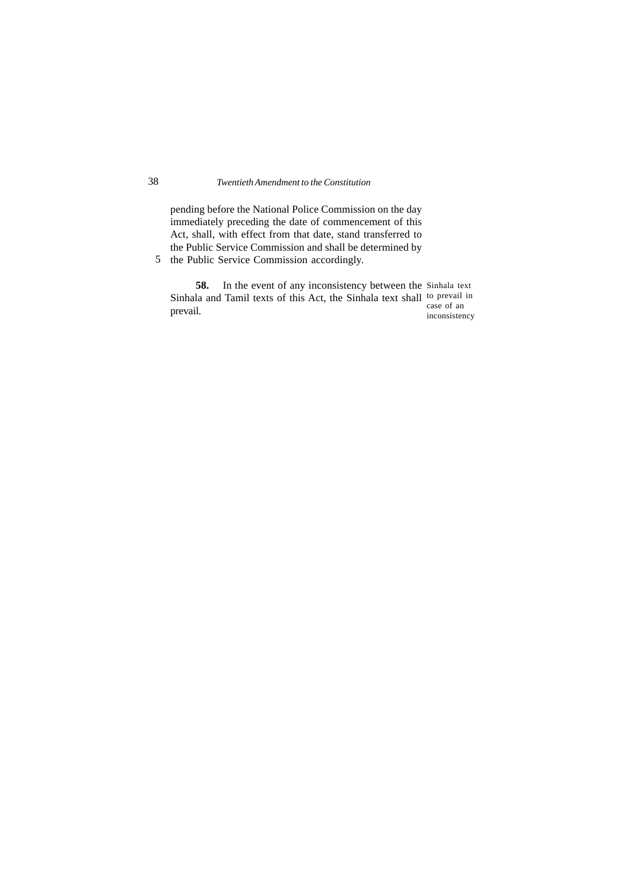pending before the National Police Commission on the day immediately preceding the date of commencement of this Act, shall, with effect from that date, stand transferred to the Public Service Commission and shall be determined by the Public Service Commission accordingly.

**58.** In the event of any inconsistency between the Sinhala and Tamil texts of this Act, the Sinhala text shall prevail.

*Sinhala text to prevail in case of an inconsistency*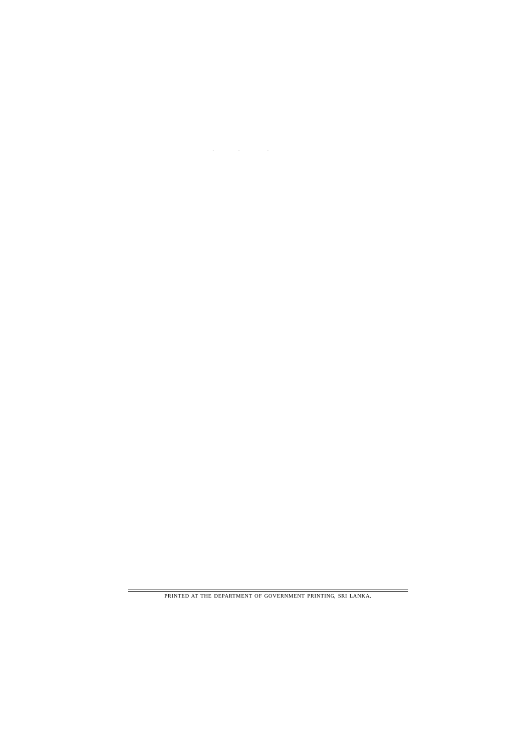PRINTED AT THE DEPARTMENT OF GOVERNMENT PRINTING, SRI LANKA.